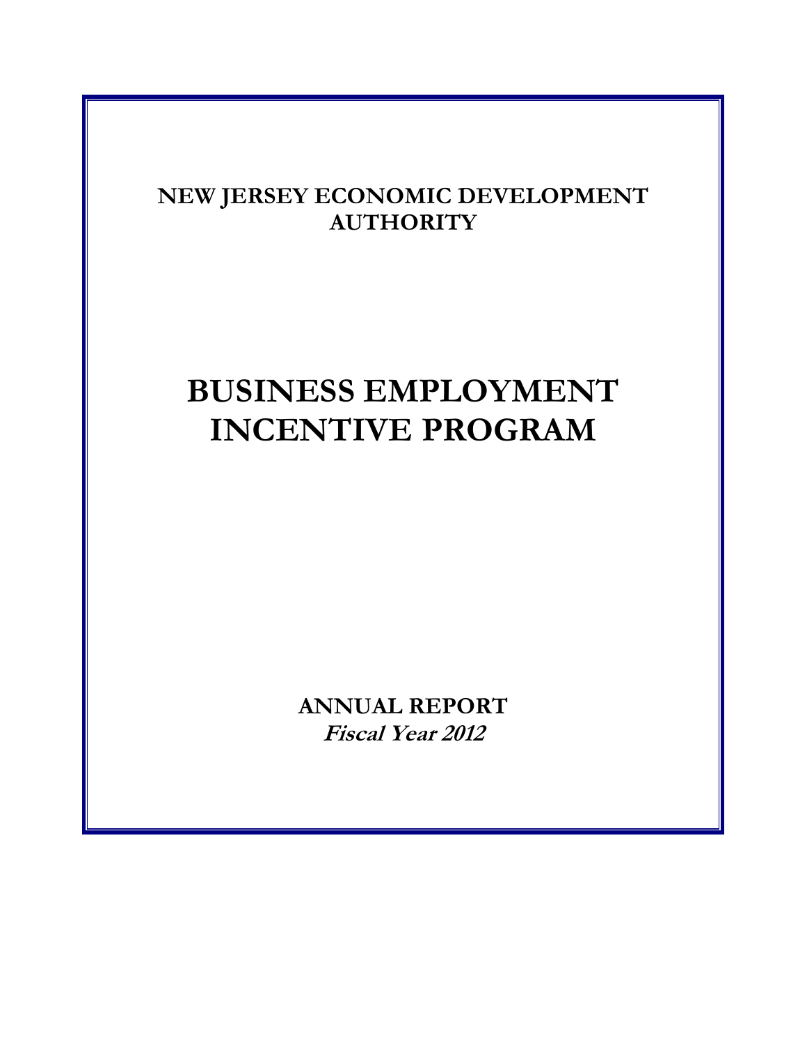## NEW JERSEY ECONOMIC DEVELOPMENT AUTHORITY

# BUSINESS EMPLOYMENT INCENTIVE PROGRAM

**ANNUAL REPORT**

***Fiscal Year 2012***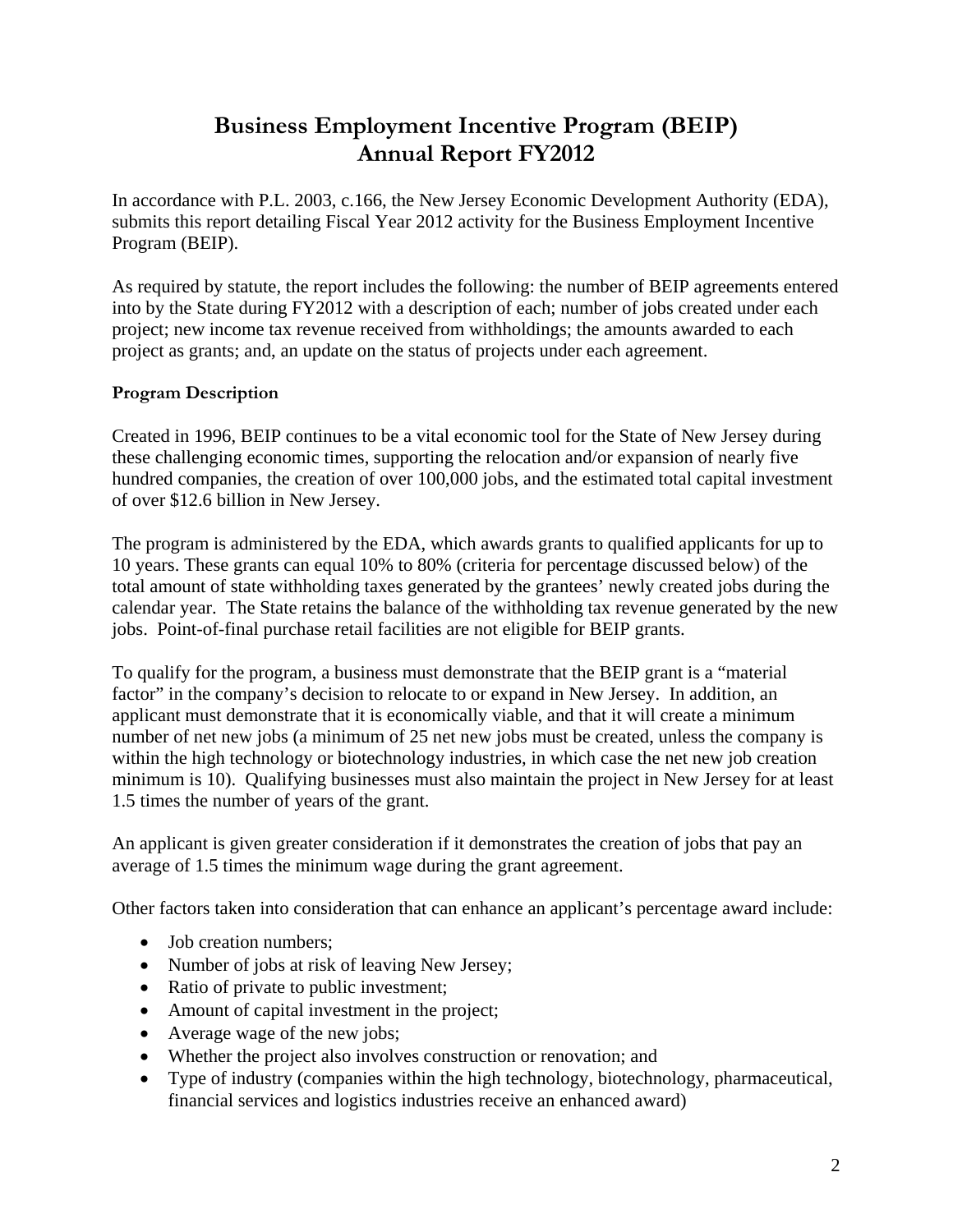# Business Employment Incentive Program (BEIP)
# Annual Report FY2012

In accordance with P.L. 2003, c.166, the New Jersey Economic Development Authority (EDA), submits this report detailing Fiscal Year 2012 activity for the Business Employment Incentive Program (BEIP).

As required by statute, the report includes the following: the number of BEIP agreements entered into by the State during FY2012 with a description of each; number of jobs created under each project; new income tax revenue received from withholdings; the amounts awarded to each project as grants; and, an update on the status of projects under each agreement.

**Program Description**

Created in 1996, BEIP continues to be a vital economic tool for the State of New Jersey during these challenging economic times, supporting the relocation and/or expansion of nearly five hundred companies, the creation of over 100,000 jobs, and the estimated total capital investment of over $12.6 billion in New Jersey.

The program is administered by the EDA, which awards grants to qualified applicants for up to 10 years. These grants can equal 10% to 80% (criteria for percentage discussed below) of the total amount of state withholding taxes generated by the grantees' newly created jobs during the calendar year. The State retains the balance of the withholding tax revenue generated by the new jobs. Point-of-final purchase retail facilities are not eligible for BEIP grants.

To qualify for the program, a business must demonstrate that the BEIP grant is a "material factor" in the company's decision to relocate to or expand in New Jersey. In addition, an applicant must demonstrate that it is economically viable, and that it will create a minimum number of net new jobs (a minimum of 25 net new jobs must be created, unless the company is within the high technology or biotechnology industries, in which case the net new job creation minimum is 10). Qualifying businesses must also maintain the project in New Jersey for at least 1.5 times the number of years of the grant.

An applicant is given greater consideration if it demonstrates the creation of jobs that pay an average of 1.5 times the minimum wage during the grant agreement.

Other factors taken into consideration that can enhance an applicant's percentage award include:

- Job creation numbers;
- Number of jobs at risk of leaving New Jersey;
- Ratio of private to public investment;
- Amount of capital investment in the project;
- Average wage of the new jobs;
- Whether the project also involves construction or renovation; and
- Type of industry (companies within the high technology, biotechnology, pharmaceutical, financial services and logistics industries receive an enhanced award)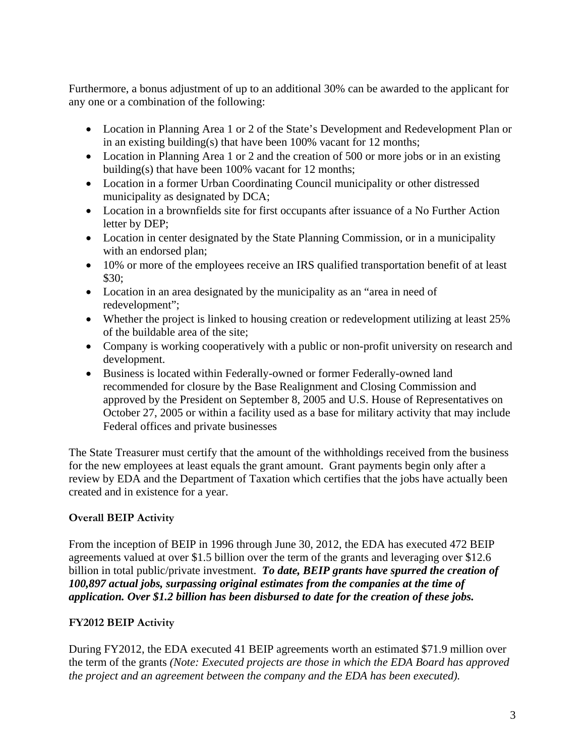Furthermore, a bonus adjustment of up to an additional 30% can be awarded to the applicant for any one or a combination of the following:

- Location in Planning Area 1 or 2 of the State's Development and Redevelopment Plan or in an existing building(s) that have been 100% vacant for 12 months;
- Location in Planning Area 1 or 2 and the creation of 500 or more jobs or in an existing building(s) that have been 100% vacant for 12 months;
- Location in a former Urban Coordinating Council municipality or other distressed municipality as designated by DCA;
- Location in a brownfields site for first occupants after issuance of a No Further Action letter by DEP;
- Location in center designated by the State Planning Commission, or in a municipality with an endorsed plan;
- 10% or more of the employees receive an IRS qualified transportation benefit of at least $30;
- Location in an area designated by the municipality as an "area in need of redevelopment";
- Whether the project is linked to housing creation or redevelopment utilizing at least 25% of the buildable area of the site;
- Company is working cooperatively with a public or non-profit university on research and development.
- Business is located within Federally-owned or former Federally-owned land recommended for closure by the Base Realignment and Closing Commission and approved by the President on September 8, 2005 and U.S. House of Representatives on October 27, 2005 or within a facility used as a base for military activity that may include Federal offices and private businesses

The State Treasurer must certify that the amount of the withholdings received from the business for the new employees at least equals the grant amount. Grant payments begin only after a review by EDA and the Department of Taxation which certifies that the jobs have actually been created and in existence for a year.

**Overall BEIP Activity**

From the inception of BEIP in 1996 through June 30, 2012, the EDA has executed 472 BEIP agreements valued at over $1.5 billion over the term of the grants and leveraging over $12.6 billion in total public/private investment. ***To date, BEIP grants have spurred the creation of 100,897 actual jobs, surpassing original estimates from the companies at the time of application. Over $1.2 billion has been disbursed to date for the creation of these jobs.***

**FY2012 BEIP Activity**

During FY2012, the EDA executed 41 BEIP agreements worth an estimated $71.9 million over the term of the grants *(Note: Executed projects are those in which the EDA Board has approved the project and an agreement between the company and the EDA has been executed).*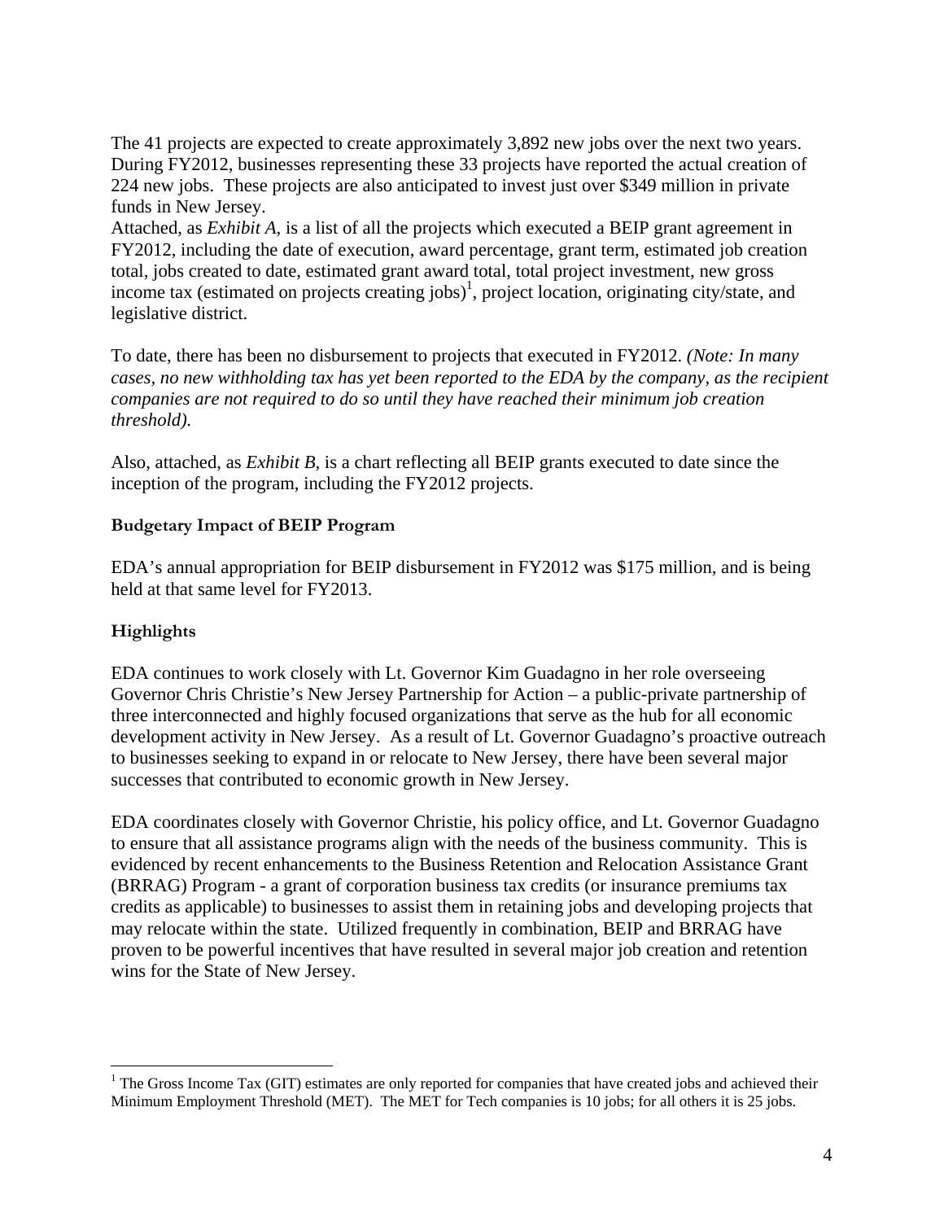The 41 projects are expected to create approximately 3,892 new jobs over the next two years. During FY2012, businesses representing these 33 projects have reported the actual creation of 224 new jobs. These projects are also anticipated to invest just over $349 million in private funds in New Jersey.

Attached, as *Exhibit A*, is a list of all the projects which executed a BEIP grant agreement in FY2012, including the date of execution, award percentage, grant term, estimated job creation total, jobs created to date, estimated grant award total, total project investment, new gross income tax (estimated on projects creating jobs)[1], project location, originating city/state, and legislative district.

To date, there has been no disbursement to projects that executed in FY2012. *(Note: In many cases, no new withholding tax has yet been reported to the EDA by the company, as the recipient companies are not required to do so until they have reached their minimum job creation threshold).*

Also, attached, as *Exhibit B*, is a chart reflecting all BEIP grants executed to date since the inception of the program, including the FY2012 projects.

**Budgetary Impact of BEIP Program**

EDA's annual appropriation for BEIP disbursement in FY2012 was $175 million, and is being held at that same level for FY2013.

**Highlights**

EDA continues to work closely with Lt. Governor Kim Guadagno in her role overseeing Governor Chris Christie's New Jersey Partnership for Action – a public-private partnership of three interconnected and highly focused organizations that serve as the hub for all economic development activity in New Jersey. As a result of Lt. Governor Guadagno's proactive outreach to businesses seeking to expand in or relocate to New Jersey, there have been several major successes that contributed to economic growth in New Jersey.

EDA coordinates closely with Governor Christie, his policy office, and Lt. Governor Guadagno to ensure that all assistance programs align with the needs of the business community. This is evidenced by recent enhancements to the Business Retention and Relocation Assistance Grant (BRRAG) Program - a grant of corporation business tax credits (or insurance premiums tax credits as applicable) to businesses to assist them in retaining jobs and developing projects that may relocate within the state. Utilized frequently in combination, BEIP and BRRAG have proven to be powerful incentives that have resulted in several major job creation and retention wins for the State of New Jersey.

---

[1] The Gross Income Tax (GIT) estimates are only reported for companies that have created jobs and achieved their Minimum Employment Threshold (MET). The MET for Tech companies is 10 jobs; for all others it is 25 jobs.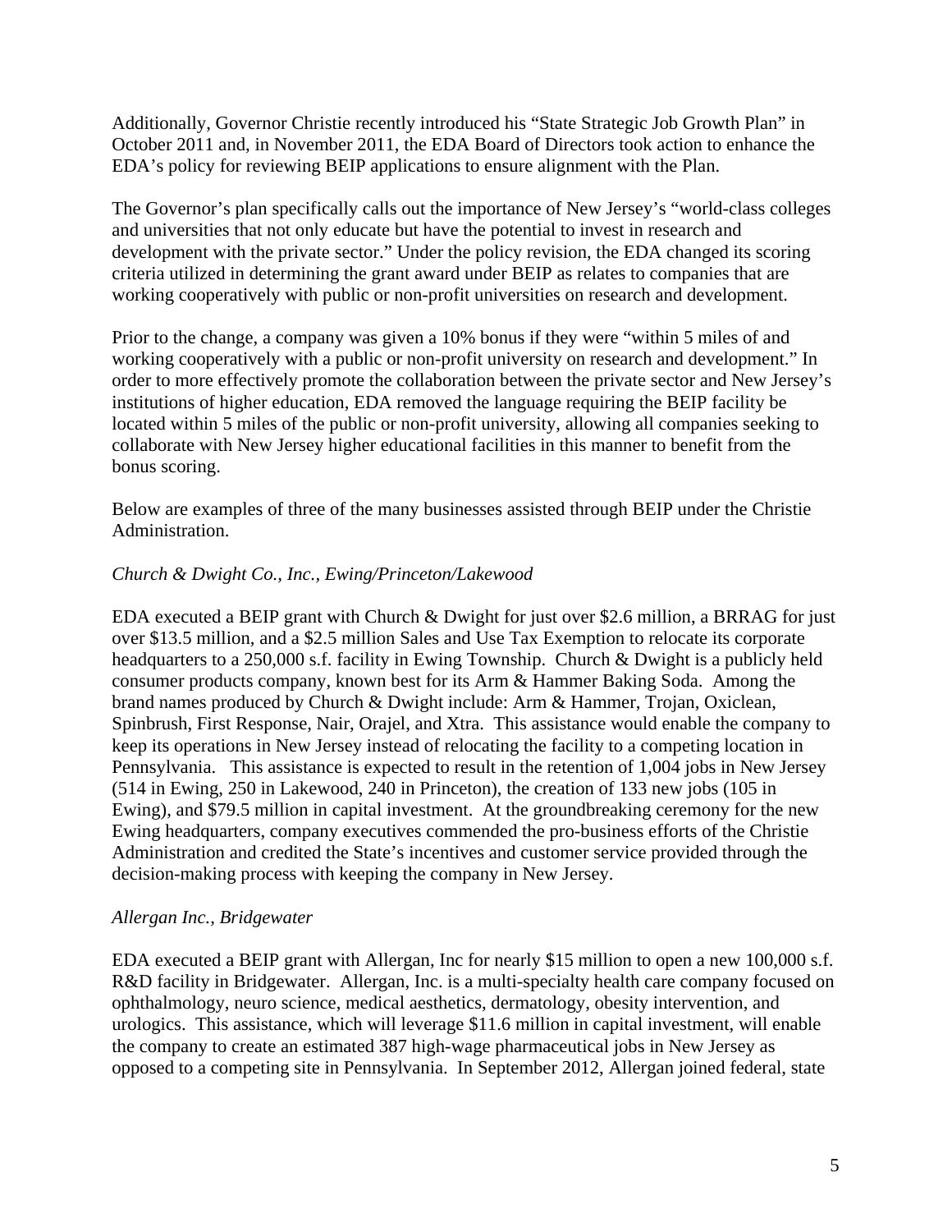Additionally, Governor Christie recently introduced his "State Strategic Job Growth Plan" in October 2011 and, in November 2011, the EDA Board of Directors took action to enhance the EDA's policy for reviewing BEIP applications to ensure alignment with the Plan.

The Governor's plan specifically calls out the importance of New Jersey's "world-class colleges and universities that not only educate but have the potential to invest in research and development with the private sector." Under the policy revision, the EDA changed its scoring criteria utilized in determining the grant award under BEIP as relates to companies that are working cooperatively with public or non-profit universities on research and development.

Prior to the change, a company was given a 10% bonus if they were "within 5 miles of and working cooperatively with a public or non-profit university on research and development." In order to more effectively promote the collaboration between the private sector and New Jersey's institutions of higher education, EDA removed the language requiring the BEIP facility be located within 5 miles of the public or non-profit university, allowing all companies seeking to collaborate with New Jersey higher educational facilities in this manner to benefit from the bonus scoring.

Below are examples of three of the many businesses assisted through BEIP under the Christie Administration.

*Church & Dwight Co., Inc., Ewing/Princeton/Lakewood*

EDA executed a BEIP grant with Church & Dwight for just over $2.6 million, a BRRAG for just over $13.5 million, and a $2.5 million Sales and Use Tax Exemption to relocate its corporate headquarters to a 250,000 s.f. facility in Ewing Township. Church & Dwight is a publicly held consumer products company, known best for its Arm & Hammer Baking Soda. Among the brand names produced by Church & Dwight include: Arm & Hammer, Trojan, Oxiclean, Spinbrush, First Response, Nair, Orajel, and Xtra. This assistance would enable the company to keep its operations in New Jersey instead of relocating the facility to a competing location in Pennsylvania. This assistance is expected to result in the retention of 1,004 jobs in New Jersey (514 in Ewing, 250 in Lakewood, 240 in Princeton), the creation of 133 new jobs (105 in Ewing), and $79.5 million in capital investment. At the groundbreaking ceremony for the new Ewing headquarters, company executives commended the pro-business efforts of the Christie Administration and credited the State's incentives and customer service provided through the decision-making process with keeping the company in New Jersey.

*Allergan Inc., Bridgewater*

EDA executed a BEIP grant with Allergan, Inc for nearly $15 million to open a new 100,000 s.f. R&D facility in Bridgewater. Allergan, Inc. is a multi-specialty health care company focused on ophthalmology, neuro science, medical aesthetics, dermatology, obesity intervention, and urologics. This assistance, which will leverage $11.6 million in capital investment, will enable the company to create an estimated 387 high-wage pharmaceutical jobs in New Jersey as opposed to a competing site in Pennsylvania. In September 2012, Allergan joined federal, state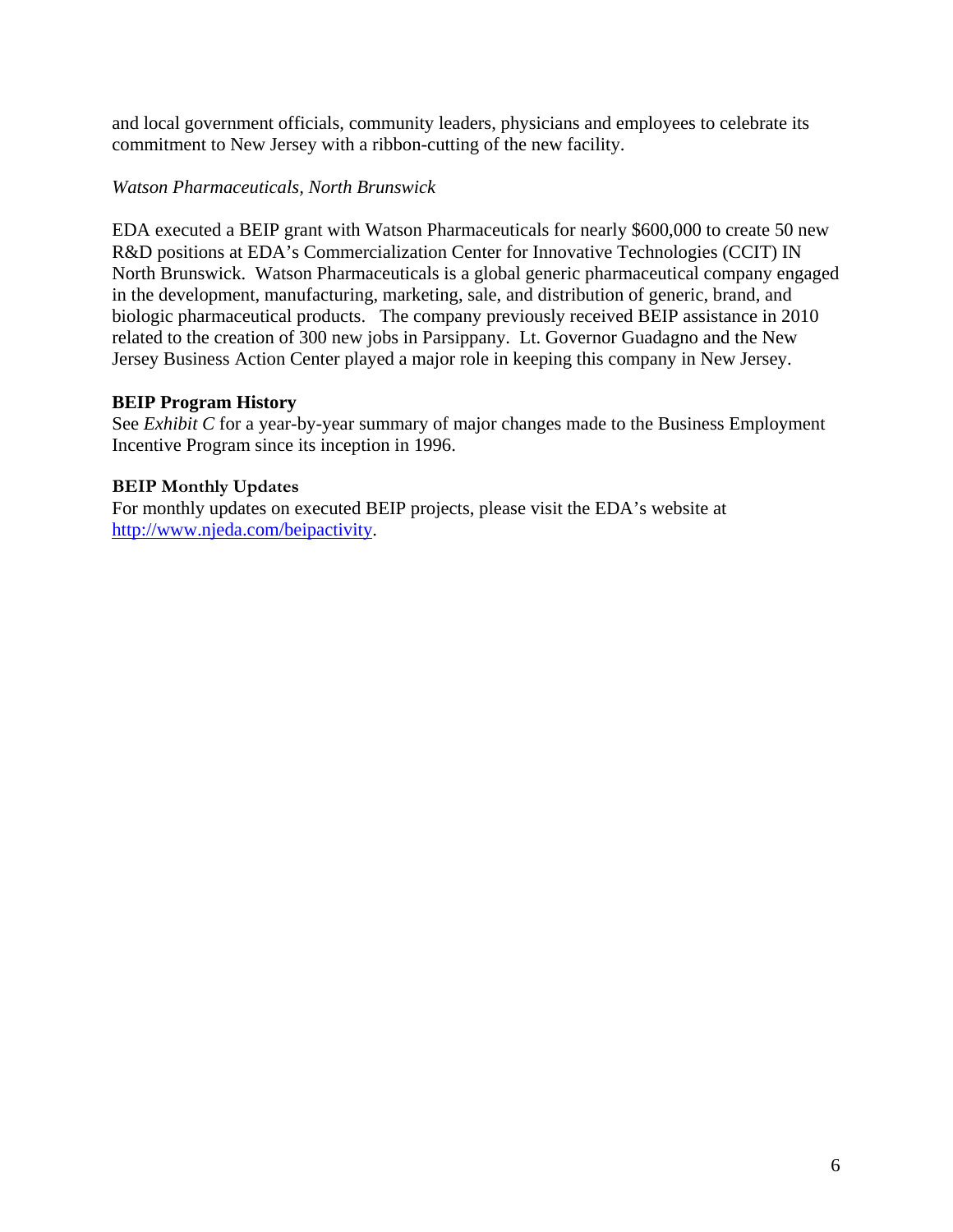and local government officials, community leaders, physicians and employees to celebrate its commitment to New Jersey with a ribbon-cutting of the new facility.

*Watson Pharmaceuticals, North Brunswick*

EDA executed a BEIP grant with Watson Pharmaceuticals for nearly $600,000 to create 50 new R&D positions at EDA's Commercialization Center for Innovative Technologies (CCIT) IN North Brunswick. Watson Pharmaceuticals is a global generic pharmaceutical company engaged in the development, manufacturing, marketing, sale, and distribution of generic, brand, and biologic pharmaceutical products. The company previously received BEIP assistance in 2010 related to the creation of 300 new jobs in Parsippany. Lt. Governor Guadagno and the New Jersey Business Action Center played a major role in keeping this company in New Jersey.

**BEIP Program History**

See *Exhibit C* for a year-by-year summary of major changes made to the Business Employment Incentive Program since its inception in 1996.

**BEIP Monthly Updates**

For monthly updates on executed BEIP projects, please visit the EDA's website at http://www.njeda.com/beipactivity.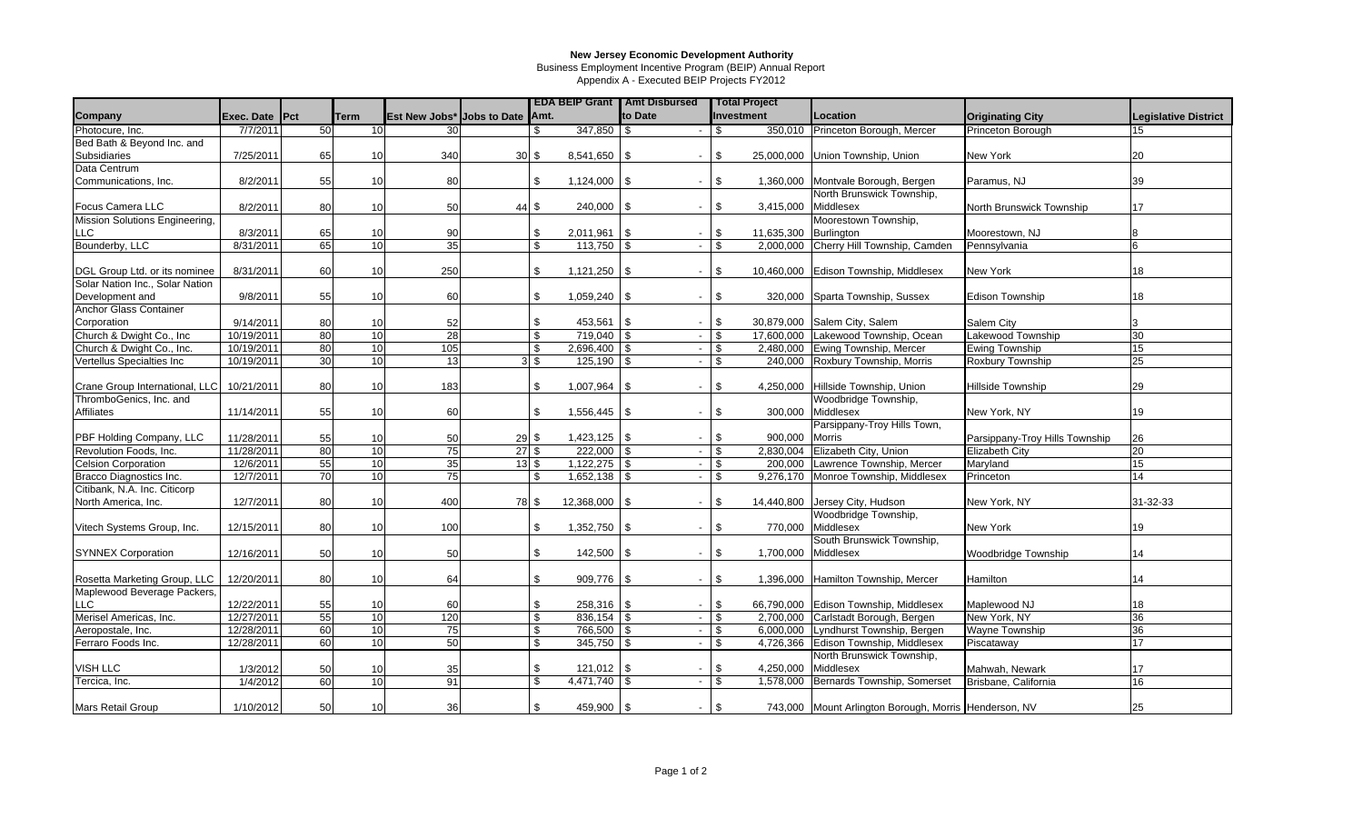**New Jersey Economic Development Authority**

Business Employment Incentive Program (BEIP) Annual Report

Appendix A - Executed BEIP Projects FY2012

| Company | Exec. Date | Pct | Term | Est New Jobs* | Jobs to Date | EDA BEIP Grant Amt. | Amt Disbursed to Date | Total Project Investment | Location | Originating City | Legislative District |
|---|---|---|---|---|---|---|---|---|---|---|---|
| Photocure, Inc. | 7/7/2011 | 50 | 10 | 30 | | $ 347,850 | $ - | $ 350,010 | Princeton Borough, Mercer | Princeton Borough | 15 |
| Bed Bath & Beyond Inc. and Subsidiaries | 7/25/2011 | 65 | 10 | 340 | 30 | $ 8,541,650 | $ - | $ 25,000,000 | Union Township, Union | New York | 20 |
| Data Centrum Communications, Inc. | 8/2/2011 | 55 | 10 | 80 | | $ 1,124,000 | $ - | $ 1,360,000 | Montvale Borough, Bergen | Paramus, NJ | 39 |
| Focus Camera LLC | 8/2/2011 | 80 | 10 | 50 | 44 | $ 240,000 | $ - | $ 3,415,000 | North Brunswick Township, Middlesex | North Brunswick Township | 17 |
| Mission Solutions Engineering, LLC | 8/3/2011 | 65 | 10 | 90 | | $ 2,011,961 | $ - | $ 11,635,300 | Moorestown Township, Burlington | Moorestown, NJ | 8 |
| Bounderby, LLC | 8/31/2011 | 65 | 10 | 35 | | $ 113,750 | $ - | $ 2,000,000 | Cherry Hill Township, Camden | Pennsylvania | 6 |
| DGL Group Ltd. or its nominee | 8/31/2011 | 60 | 10 | 250 | | $ 1,121,250 | $ - | $ 10,460,000 | Edison Township, Middlesex | New York | 18 |
| Solar Nation Inc., Solar Nation Development and | 9/8/2011 | 55 | 10 | 60 | | $ 1,059,240 | $ - | $ 320,000 | Sparta Township, Sussex | Edison Township | 18 |
| Anchor Glass Container Corporation | 9/14/2011 | 80 | 10 | 52 | | $ 453,561 | $ - | $ 30,879,000 | Salem City, Salem | Salem City | 3 |
| Church & Dwight Co., Inc | 10/19/2011 | 80 | 10 | 28 | | $ 719,040 | $ - | $ 17,600,000 | Lakewood Township, Ocean | Lakewood Township | 30 |
| Church & Dwight Co., Inc. | 10/19/2011 | 80 | 10 | 105 | | $ 2,696,400 | $ - | $ 2,480,000 | Ewing Township, Mercer | Ewing Township | 15 |
| Vertellus Specialties Inc | 10/19/2011 | 30 | 10 | 13 | 3 | $ 125,190 | $ - | $ 240,000 | Roxbury Township, Morris | Roxbury Township | 25 |
| Crane Group International, LLC | 10/21/2011 | 80 | 10 | 183 | | $ 1,007,964 | $ - | $ 4,250,000 | Hillside Township, Union | Hillside Township | 29 |
| ThromboGenics, Inc. and Affiliates | 11/14/2011 | 55 | 10 | 60 | | $ 1,556,445 | $ - | $ 300,000 | Woodbridge Township, Middlesex | New York, NY | 19 |
| PBF Holding Company, LLC | 11/28/2011 | 55 | 10 | 50 | 29 | $ 1,423,125 | $ - | $ 900,000 | Parsippany-Troy Hills Town, Morris | Parsippany-Troy Hills Township | 26 |
| Revolution Foods, Inc. | 11/28/2011 | 80 | 10 | 75 | 27 | $ 222,000 | $ - | $ 2,830,004 | Elizabeth City, Union | Elizabeth City | 20 |
| Celsion Corporation | 12/6/2011 | 55 | 10 | 35 | 13 | $ 1,122,275 | $ - | $ 200,000 | Lawrence Township, Mercer | Maryland | 15 |
| Bracco Diagnostics Inc. | 12/7/2011 | 70 | 10 | 75 | | $ 1,652,138 | $ - | $ 9,276,170 | Monroe Township, Middlesex | Princeton | 14 |
| Citibank, N.A. Inc. Citicorp North America, Inc. | 12/7/2011 | 80 | 10 | 400 | 78 | $ 12,368,000 | $ - | $ 14,440,800 | Jersey City, Hudson | New York, NY | 31-32-33 |
| Vitech Systems Group, Inc. | 12/15/2011 | 80 | 10 | 100 | | $ 1,352,750 | $ - | $ 770,000 | Woodbridge Township, Middlesex | New York | 19 |
| SYNNEX Corporation | 12/16/2011 | 50 | 10 | 50 | | $ 142,500 | $ - | $ 1,700,000 | South Brunswick Township, Middlesex | Woodbridge Township | 14 |
| Rosetta Marketing Group, LLC | 12/20/2011 | 80 | 10 | 64 | | $ 909,776 | $ - | $ 1,396,000 | Hamilton Township, Mercer | Hamilton | 14 |
| Maplewood Beverage Packers, LLC | 12/22/2011 | 55 | 10 | 60 | | $ 258,316 | $ - | $ 66,790,000 | Edison Township, Middlesex | Maplewood NJ | 18 |
| Merisel Americas, Inc. | 12/27/2011 | 55 | 10 | 120 | | $ 836,154 | $ - | $ 2,700,000 | Carlstadt Borough, Bergen | New York, NY | 36 |
| Aeropostale, Inc. | 12/28/2011 | 60 | 10 | 75 | | $ 766,500 | $ - | $ 6,000,000 | Lyndhurst Township, Bergen | Wayne Township | 36 |
| Ferraro Foods Inc. | 12/28/2011 | 60 | 10 | 50 | | $ 345,750 | $ - | $ 4,726,366 | Edison Township, Middlesex | Piscataway | 17 |
| VISH LLC | 1/3/2012 | 50 | 10 | 35 | | $ 121,012 | $ - | $ 4,250,000 | North Brunswick Township, Middlesex | Mahwah, Newark | 17 |
| Tercica, Inc. | 1/4/2012 | 60 | 10 | 91 | | $ 4,471,740 | $ - | $ 1,578,000 | Bernards Township, Somerset | Brisbane, California | 16 |
| Mars Retail Group | 1/10/2012 | 50 | 10 | 36 | | $ 459,900 | $ - | $ 743,000 | Mount Arlington Borough, Morris | Henderson, NV | 25 |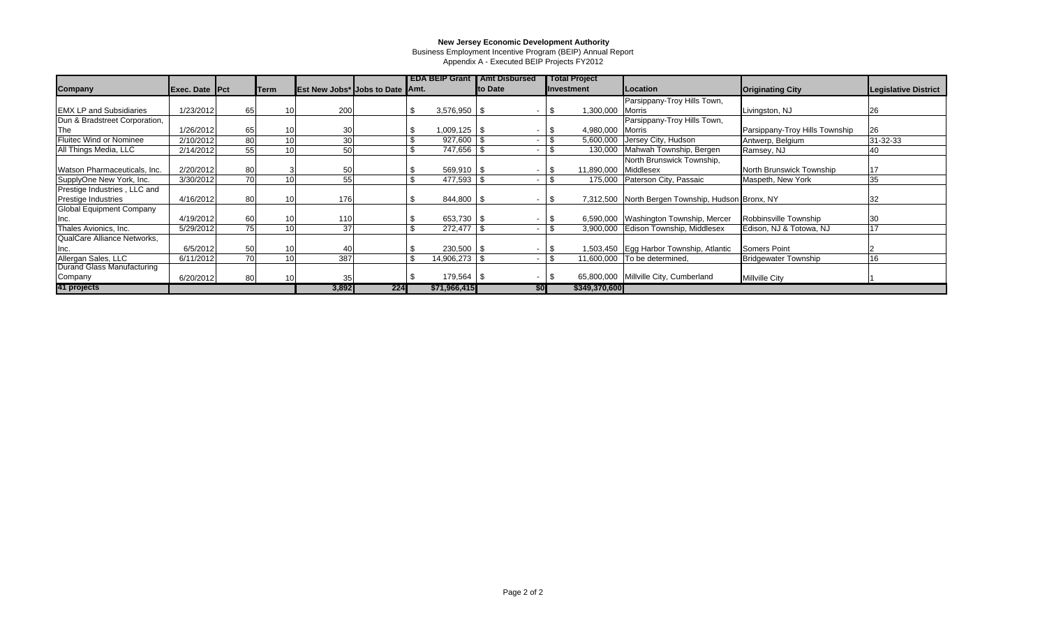**New Jersey Economic Development Authority**

Business Employment Incentive Program (BEIP) Annual Report

Appendix A - Executed BEIP Projects FY2012

| Company | Exec. Date | Pct | Term | Est New Jobs* | Jobs to Date | EDA BEIP Grant Amt. | Amt Disbursed to Date | Total Project Investment | Location | Originating City | Legislative District |
|---|---|---|---|---|---|---|---|---|---|---|---|
| EMX LP and Subsidiaries | 1/23/2012 | 65 | 10 | 200 | | $ 3,576,950 | $ - | $ 1,300,000 | Parsippany-Troy Hills Town, Morris | Livingston, NJ | 26 |
| Dun & Bradstreet Corporation, The | 1/26/2012 | 65 | 10 | 30 | | $ 1,009,125 | $ - | $ 4,980,000 | Parsippany-Troy Hills Town, Morris | Parsippany-Troy Hills Township | 26 |
| Fluitec Wind or Nominee | 2/10/2012 | 80 | 10 | 30 | | $ 927,600 | $ - | $ 5,600,000 | Jersey City, Hudson | Antwerp, Belgium | 31-32-33 |
| All Things Media, LLC | 2/14/2012 | 55 | 10 | 50 | | $ 747,656 | $ - | $ 130,000 | Mahwah Township, Bergen | Ramsey, NJ | 40 |
| Watson Pharmaceuticals, Inc. | 2/20/2012 | 80 | 3 | 50 | | $ 569,910 | $ - | $ 11,890,000 | North Brunswick Township, Middlesex | North Brunswick Township | 17 |
| SupplyOne New York, Inc. | 3/30/2012 | 70 | 10 | 55 | | $ 477,593 | $ - | $ 175,000 | Paterson City, Passaic | Maspeth, New York | 35 |
| Prestige Industries , LLC and Prestige Industries | 4/16/2012 | 80 | 10 | 176 | | $ 844,800 | $ - | $ 7,312,500 | North Bergen Township, Hudson | Bronx, NY | 32 |
| Global Equipment Company Inc. | 4/19/2012 | 60 | 10 | 110 | | $ 653,730 | $ - | $ 6,590,000 | Washington Township, Mercer | Robbinsville Township | 30 |
| Thales Avionics, Inc. | 5/29/2012 | 75 | 10 | 37 | | $ 272,477 | $ - | $ 3,900,000 | Edison Township, Middlesex | Edison, NJ & Totowa, NJ | 17 |
| QualCare Alliance Networks, Inc. | 6/5/2012 | 50 | 10 | 40 | | $ 230,500 | $ - | $ 1,503,450 | Egg Harbor Township, Atlantic | Somers Point | 2 |
| Allergan Sales, LLC | 6/11/2012 | 70 | 10 | 387 | | $ 14,906,273 | $ - | $ 11,600,000 | To be determined, | Bridgewater Township | 16 |
| Durand Glass Manufacturing Company | 6/20/2012 | 80 | 10 | 35 | | $ 179,564 | $ - | $ 65,800,000 | Millville City, Cumberland | Millville City | 1 |
| **41 projects** | | | | **3,892** | **224** | **$71,966,415** | **$0** | **$349,370,600** | | | |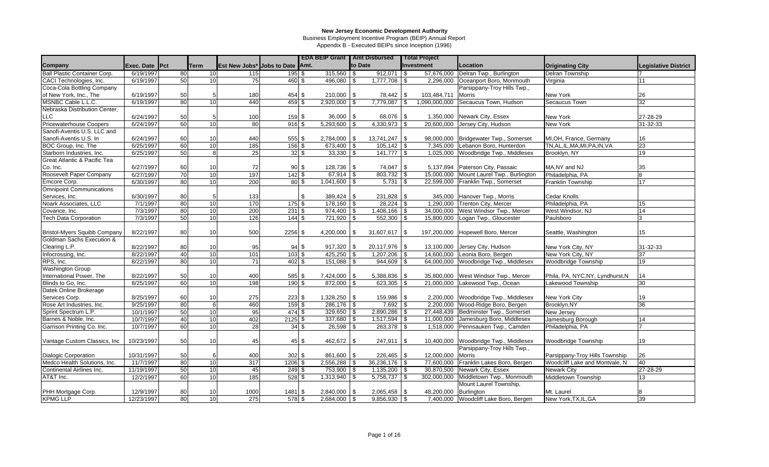# New Jersey Economic Development Authority

Business Employment Incentive Program (BEIP) Annual Report

Appendix B - Executed BEIPs since Inception (1996)

| Company | Exec. Date | Pct | Term | Est New Jobs* | Jobs to Date | EDA BEIP Grant Amt. | Amt Disbursed to Date | Total Project Investment | Location | Originating City | Legislative District |
|---|---|---|---|---|---|---|---|---|---|---|---|
| Ball Plastic Container Corp. | 6/19/1997 | 80 | 10 | 115 | 195 | $ 315,560 | $ 912,071 | $ 57,676,000 | Delran Twp., Burlington | Delran Township | 7 |
| CACI Technologies, Inc. | 6/19/1997 | 50 | 10 | 75 | 460 | $ 496,080 | $ 1,777,708 | $ 2,296,000 | Oceanport Boro, Monmouth | Virginia | 11 |
| Coca-Cola Bottling Company of New York, Inc., The | 6/19/1997 | 50 | 5 | 180 | 454 | $ 210,000 | $ 78,442 | $ 103,484,711 | Parsippany-Troy Hills Twp., Morris | New York | 26 |
| MSNBC Cable L.L.C. | 6/19/1997 | 80 | 10 | 440 | 459 | $ 2,920,000 | $ 7,779,087 | $ 1,090,000,000 | Secaucus Town, Hudson | Secaucus Town | 32 |
| Nebraska Distribution Center, LLC | 6/24/1997 | 50 | 5 | 100 | 159 | $ 36,000 | $ 68,076 | $ 1,350,000 | Newark City, Essex | New York | 27-28-29 |
| Pricewaterhouse Coopers | 6/24/1997 | 60 | 10 | 80 | 916 | $ 5,293,600 | $ 4,330,973 | $ 20,600,000 | Jersey City, Hudson | New York | 31-32-33 |
| Sanofi-Aventis U.S. LLC and Sanofi-Aventis U.S. In | 6/24/1997 | 60 | 10 | 440 | 555 | $ 2,784,000 | $ 13,741,247 | $ 98,000,000 | Bridgewater Twp., Somerset | MI,OH, France, Germany | 16 |
| BOC Group, Inc. The | 6/25/1997 | 60 | 10 | 185 | 156 | $ 673,400 | $ 105,142 | $ 7,345,000 | Lebanon Boro, Hunterdon | TN,AL,IL,MA,MI,PA,IN,VA | 23 |
| Starborn Industries, Inc. | 6/25/1997 | 50 | 8 | 25 | 32 | $ 33,330 | $ 141,777 | $ 1,025,000 | Woodbridge Twp., Middlesex | Brooklyn, NY | 19 |
| Great Atlantic & Pacific Tea Co. Inc. | 6/27/1997 | 60 | 10 | 72 | 90 | $ 128,736 | $ 74,047 | $ 5,137,894 | Paterson City, Passaic | MA,NY and NJ | 35 |
| Roosevelt Paper Company | 6/27/1997 | 70 | 10 | 197 | 142 | $ 67,914 | $ 803,732 | $ 15,000,000 | Mount Laurel Twp., Burlington | Philadelphia, PA | 8 |
| Emcore Corp. | 6/30/1997 | 80 | 10 | 200 | 80 | $ 1,041,600 | $ 5,731 | $ 22,599,000 | Franklin Twp., Somerset | Franklin Township | 17 |
| Omnipoint Communications Services, Inc. | 6/30/1997 | 80 | 5 | 133 | | $ 389,424 | $ 231,828 | $ 345,000 | Hanover Twp., Morris | Cedar Knolls | |
| Noark Associates, LLC | 7/1/1997 | 80 | 10 | 170 | 175 | $ 178,160 | $ 28,224 | $ 1,290,000 | Trenton City, Mercer | Philadelphia, PA | 15 |
| Covance, Inc. | 7/3/1997 | 80 | 10 | 200 | 231 | $ 974,400 | $ 1,408,166 | $ 34,000,000 | West Windsor Twp., Mercer | West Windsor, NJ | 14 |
| Tech Data Corporation | 7/3/1997 | 50 | 10 | 126 | 144 | $ 721,920 | $ 552,300 | $ 15,800,000 | Logan Twp., Gloucester | Paulsboro | 3 |
| Bristol-Myers Squibb Company | 8/22/1997 | 80 | 10 | 500 | 2256 | $ 4,200,000 | $ 31,607,617 | $ 197,200,000 | Hopewell Boro, Mercer | Seattle, Washington | 15 |
| Goldman Sachs Execution & Clearing L.P. | 8/22/1997 | 80 | 10 | 95 | 94 | $ 917,320 | $ 20,117,976 | $ 13,100,000 | Jersey City, Hudson | New York City, NY | 31-32-33 |
| Infocrossing, Inc. | 8/22/1997 | 40 | 10 | 101 | 103 | $ 425,250 | $ 1,207,206 | $ 14,600,000 | Leonia Boro, Bergen | New York City, NY | 37 |
| RPS, Inc. | 8/22/1997 | 80 | 10 | 71 | 402 | $ 151,088 | $ 944,609 | $ 64,000,000 | Woodbridge Twp., Middlesex | Woodbridge Township | 19 |
| Washington Group International Power, The | 8/22/1997 | 50 | 10 | 400 | 585 | $ 7,424,000 | $ 5,388,836 | $ 35,800,000 | West Windsor Twp., Mercer | Phila, PA, NYC,NY, Lyndhurst,N | 14 |
| Blinds to Go, Inc. | 8/25/1997 | 60 | 10 | 198 | 190 | $ 872,000 | $ 623,305 | $ 21,000,000 | Lakewood Twp., Ocean | Lakewood Township | 30 |
| Datek Online Brokerage Services Corp. | 8/25/1997 | 60 | 10 | 275 | 223 | $ 1,328,250 | $ 159,986 | $ 2,200,000 | Woodbridge Twp., Middlesex | New York City | 19 |
| Rose Art Industries, Inc. | 9/25/1997 | 80 | 6 | 460 | 159 | $ 286,176 | $ 7,692 | $ 2,200,000 | Wood-Ridge Boro, Bergen | Brooklyn,NY | 36 |
| Sprint Spectrum L.P. | 10/1/1997 | 50 | 10 | 95 | 474 | $ 329,650 | $ 2,890,286 | $ 27,448,439 | Bedminster Twp., Somerset | New Jersey | |
| Barnes & Noble, Inc. | 10/7/1997 | 40 | 10 | 402 | 2125 | $ 337,680 | $ 1,517,594 | $ 11,000,000 | Jamesburg Boro, Middlesex | Jamesburg Borough | 14 |
| Garrison Printing Co. Inc. | 10/7/1997 | 60 | 10 | 28 | 34 | $ 26,598 | $ 263,378 | $ 1,518,000 | Pennsauken Twp., Camden | Philadelphia, PA | 7 |
| Vantage Custom Classics, Inc | 10/23/1997 | 50 | 10 | 45 | 45 | $ 462,672 | $ 247,911 | $ 10,400,000 | Woodbridge Twp., Middlesex | Woodbridge Township | 19 |
| Dialogic Corporation | 10/31/1997 | 50 | 6 | 400 | 302 | $ 861,600 | $ 226,465 | $ 12,000,000 | Parsippany-Troy Hills Twp., Morris | Parsippany-Troy Hills Township | 26 |
| Medco Health Solutions, Inc. | 11/7/1997 | 80 | 10 | 317 | 1206 | $ 2,556,288 | $ 36,236,176 | $ 77,600,000 | Franklin Lakes Boro, Bergen | Woodcliff Lake and Montvale, N | 40 |
| Continental Airlines Inc. | 11/19/1997 | 50 | 10 | 45 | 249 | $ 753,900 | $ 1,135,200 | $ 30,870,500 | Newark City, Essex | Newark City | 27-28-29 |
| AT&T Inc. | 12/2/1997 | 60 | 10 | 185 | 528 | $ 1,313,940 | $ 5,758,737 | $ 302,000,000 | Middletown Twp., Monmouth | Middletown Township | 13 |
| PHH Mortgage Corp. | 12/9/1997 | 80 | 10 | 1000 | 1481 | $ 2,840,000 | $ 2,065,458 | $ 48,200,000 | Mount Laurel Township, Burlington | Mt. Laurel | 8 |
| KPMG LLP | 12/23/1997 | 80 | 10 | 275 | 578 | $ 2,684,000 | $ 9,856,930 | $ 7,400,000 | Woodcliff Lake Boro, Bergen | New York,TX,IL,GA | 39 |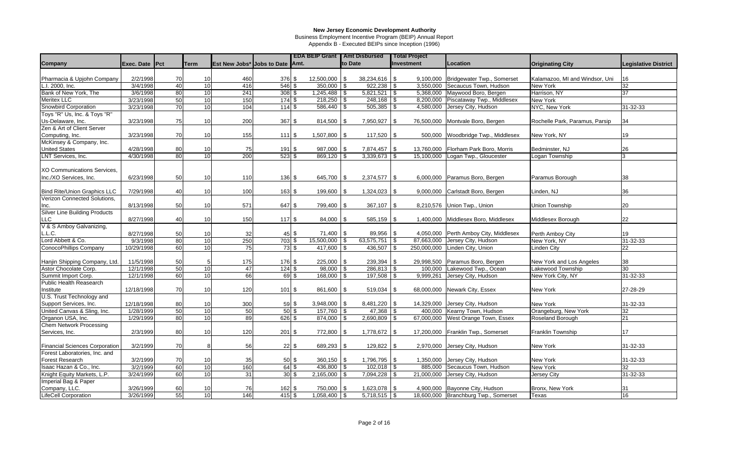**New Jersey Economic Development Authority**

Business Employment Incentive Program (BEIP) Annual Report

Appendix B - Executed BEIPs since Inception (1996)

| Company | Exec. Date | Pct | Term | Est New Jobs* | Jobs to Date | EDA BEIP Grant Amt. | Amt Disbursed to Date | Total Project Investment | Location | Originating City | Legislative District |
|---|---|---|---|---|---|---|---|---|---|---|---|
| Pharmacia & Upjohn Company | 2/2/1998 | 70 | 10 | 460 | 376 | $ 12,500,000 | $ 38,234,616 | $ 9,100,000 | Bridgewater Twp., Somerset | Kalamazoo, MI and Windsor, Uni | 16 |
| L.I. 2000, Inc. | 3/4/1998 | 40 | 10 | 416 | 546 | $ 350,000 | $ 922,238 | $ 3,550,000 | Secaucus Town, Hudson | New York | 32 |
| Bank of New York, The | 3/6/1998 | 80 | 10 | 241 | 308 | $ 1,245,488 | $ 5,821,521 | $ 5,368,000 | Maywood Boro, Bergen | Harrison, NY | 37 |
| Meritex LLC | 3/23/1998 | 50 | 10 | 150 | 174 | $ 218,250 | $ 248,168 | $ 8,200,000 | Piscataway Twp., Middlesex | New York | |
| Snowbird Corporation | 3/23/1998 | 70 | 10 | 104 | 114 | $ 586,440 | $ 505,385 | $ 4,580,000 | Jersey City, Hudson | NYC, New York | 31-32-33 |
| Toys "R" Us, Inc. & Toys "R" Us-Delaware, Inc. | 3/23/1998 | 75 | 10 | 200 | 367 | $ 814,500 | $ 7,950,927 | $ 76,500,000 | Montvale Boro, Bergen | Rochelle Park, Paramus, Parsip | 34 |
| Zen & Art of Client Server Computing, Inc. | 3/23/1998 | 70 | 10 | 155 | 111 | $ 1,507,800 | $ 117,520 | $ 500,000 | Woodbridge Twp., Middlesex | New York, NY | 19 |
| McKinsey & Company, Inc. United States | 4/28/1998 | 80 | 10 | 75 | 191 | $ 987,000 | $ 7,874,457 | $ 13,760,000 | Florham Park Boro, Morris | Bedminster, NJ | 26 |
| LNT Services, Inc. | 4/30/1998 | 80 | 10 | 200 | 523 | $ 869,120 | $ 3,339,673 | $ 15,100,000 | Logan Twp., Gloucester | Logan Township | 3 |
| XO Communications Services, Inc./XO Services, Inc. | 6/23/1998 | 50 | 10 | 110 | 136 | $ 645,700 | $ 2,374,577 | $ 6,000,000 | Paramus Boro, Bergen | Paramus Borough | 38 |
| Bind Rite/Union Graphics LLC | 7/29/1998 | 40 | 10 | 100 | 163 | $ 199,600 | $ 1,324,023 | $ 9,000,000 | Carlstadt Boro, Bergen | Linden, NJ | 36 |
| Verizon Connected Solutions, Inc. | 8/13/1998 | 50 | 10 | 571 | 647 | $ 799,400 | $ 367,107 | $ 8,210,576 | Union Twp., Union | Union Township | 20 |
| Silver Line Building Products LLC | 8/27/1998 | 40 | 10 | 150 | 117 | $ 84,000 | $ 585,159 | $ 1,400,000 | Middlesex Boro, Middlesex | Middlesex Borough | 22 |
| V & S Amboy Galvanizing, L.L.C. | 8/27/1998 | 50 | 10 | 32 | 45 | $ 71,400 | $ 89,956 | $ 4,050,000 | Perth Amboy City, Middlesex | Perth Amboy City | 19 |
| Lord Abbett & Co. | 9/3/1998 | 80 | 10 | 250 | 703 | $ 15,500,000 | $ 63,575,751 | $ 87,663,000 | Jersey City, Hudson | New York, NY | 31-32-33 |
| ConocoPhillips Company | 10/29/1998 | 60 | 10 | 75 | 73 | $ 417,600 | $ 436,507 | $ 250,000,000 | Linden City, Union | Linden City | 22 |
| Hanjin Shipping Company, Ltd. | 11/5/1998 | 50 | 5 | 175 | 176 | $ 225,000 | $ 239,394 | $ 29,998,500 | Paramus Boro, Bergen | New York and Los Angeles | 38 |
| Astor Chocolate Corp. | 12/1/1998 | 50 | 10 | 47 | 124 | $ 98,000 | $ 286,813 | $ 100,000 | Lakewood Twp., Ocean | Lakewood Township | 30 |
| Summit Import Corp. | 12/1/1998 | 60 | 10 | 66 | 69 | $ 168,000 | $ 197,508 | $ 9,999,261 | Jersey City, Hudson | New York City, NY | 31-32-33 |
| Public Health Reasearch Institute | 12/18/1998 | 70 | 10 | 120 | 101 | $ 861,600 | $ 519,034 | $ 68,000,000 | Newark City, Essex | New York | 27-28-29 |
| U.S. Trust Technology and Support Services, Inc. | 12/18/1998 | 80 | 10 | 300 | 59 | $ 3,948,000 | $ 8,481,220 | $ 14,329,000 | Jersey City, Hudson | New York | 31-32-33 |
| United Canvas & Sling, Inc. | 1/28/1999 | 50 | 10 | 50 | 50 | $ 157,760 | $ 47,368 | $ 400,000 | Kearny Town, Hudson | Orangeburg, New York | 32 |
| Organon USA, Inc. | 1/29/1999 | 80 | 10 | 89 | 626 | $ 874,000 | $ 2,690,809 | $ 67,000,000 | West Orange Town, Essex | Roseland Borough | 21 |
| Chem Network Processing Services, Inc. | 2/3/1999 | 80 | 10 | 120 | 201 | $ 772,800 | $ 1,778,672 | $ 17,200,000 | Franklin Twp., Somerset | Franklin Township | 17 |
| Financial Sciences Corporation | 3/2/1999 | 70 | 8 | 56 | 22 | $ 689,293 | $ 129,822 | $ 2,970,000 | Jersey City, Hudson | New York | 31-32-33 |
| Forest Laboratories, Inc. and Forest Research | 3/2/1999 | 70 | 10 | 35 | 50 | $ 360,150 | $ 1,796,795 | $ 1,350,000 | Jersey City, Hudson | New York | 31-32-33 |
| Isaac Hazan & Co., Inc. | 3/2/1999 | 60 | 10 | 160 | 64 | $ 436,800 | $ 102,018 | $ 885,000 | Secaucus Town, Hudson | New York | 32 |
| Knight Equity Markets, L.P. | 3/24/1999 | 60 | 10 | 31 | 30 | $ 2,165,000 | $ 7,094,228 | $ 21,000,000 | Jersey City, Hudson | Jersey City | 31-32-33 |
| Imperial Bag & Paper Company, LLC. | 3/26/1999 | 60 | 10 | 76 | 162 | $ 750,000 | $ 1,623,078 | $ 4,900,000 | Bayonne City, Hudson | Bronx, New York | 31 |
| LifeCell Corporation | 3/26/1999 | 55 | 10 | 146 | 415 | $ 1,058,400 | $ 5,718,515 | $ 18,600,000 | Branchburg Twp., Somerset | Texas | 16 |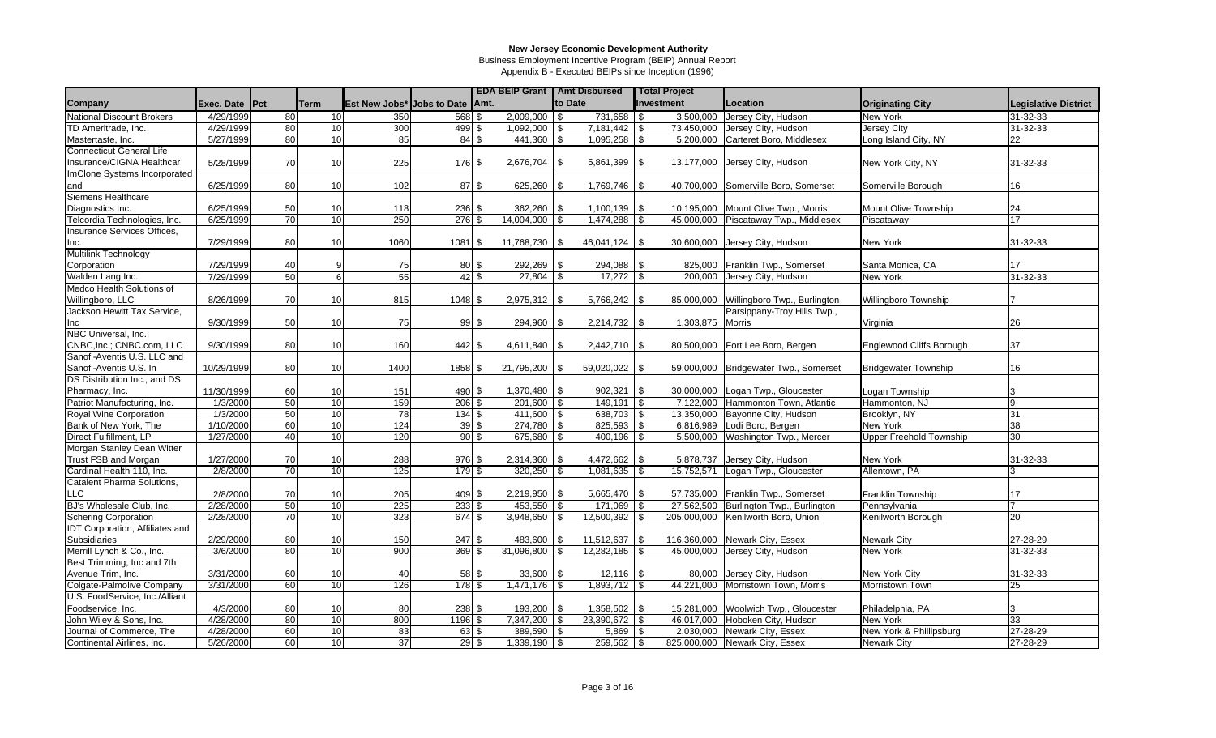# New Jersey Economic Development Authority

Business Employment Incentive Program (BEIP) Annual Report

Appendix B - Executed BEIPs since Inception (1996)

| Company | Exec. Date | Pct | Term | Est New Jobs* | Jobs to Date | EDA BEIP Grant Amt. | Amt Disbursed to Date | Total Project Investment | Location | Originating City | Legislative District |
|---|---|---|---|---|---|---|---|---|---|---|---|
| National Discount Brokers | 4/29/1999 | 80 | 10 | 350 | 568 | $ 2,009,000 | $ 731,658 | $ 3,500,000 | Jersey City, Hudson | New York | 31-32-33 |
| TD Ameritrade, Inc. | 4/29/1999 | 80 | 10 | 300 | 499 | $ 1,092,000 | $ 7,181,442 | $ 73,450,000 | Jersey City, Hudson | Jersey City | 31-32-33 |
| Mastertaste, Inc. | 5/27/1999 | 80 | 10 | 85 | 84 | $ 441,360 | $ 1,095,258 | $ 5,200,000 | Carteret Boro, Middlesex | Long Island City, NY | 22 |
| Connecticut General Life Insurance/CIGNA Healthcar | 5/28/1999 | 70 | 10 | 225 | 176 | $ 2,676,704 | $ 5,861,399 | $ 13,177,000 | Jersey City, Hudson | New York City, NY | 31-32-33 |
| ImClone Systems Incorporated and | 6/25/1999 | 80 | 10 | 102 | 87 | $ 625,260 | $ 1,769,746 | $ 40,700,000 | Somerville Boro, Somerset | Somerville Borough | 16 |
| Siemens Healthcare Diagnostics Inc. | 6/25/1999 | 50 | 10 | 118 | 236 | $ 362,260 | $ 1,100,139 | $ 10,195,000 | Mount Olive Twp., Morris | Mount Olive Township | 24 |
| Telcordia Technologies, Inc. | 6/25/1999 | 70 | 10 | 250 | 276 | $ 14,004,000 | $ 1,474,288 | $ 45,000,000 | Piscataway Twp., Middlesex | Piscataway | 17 |
| Insurance Services Offices, Inc. | 7/29/1999 | 80 | 10 | 1060 | 1081 | $ 11,768,730 | $ 46,041,124 | $ 30,600,000 | Jersey City, Hudson | New York | 31-32-33 |
| Multilink Technology Corporation | 7/29/1999 | 40 | 9 | 75 | 80 | $ 292,269 | $ 294,088 | $ 825,000 | Franklin Twp., Somerset | Santa Monica, CA | 17 |
| Walden Lang Inc. | 7/29/1999 | 50 | 6 | 55 | 42 | $ 27,804 | $ 17,272 | $ 200,000 | Jersey City, Hudson | New York | 31-32-33 |
| Medco Health Solutions of Willingboro, LLC | 8/26/1999 | 70 | 10 | 815 | 1048 | $ 2,975,312 | $ 5,766,242 | $ 85,000,000 | Willingboro Twp., Burlington | Willingboro Township | 7 |
| Jackson Hewitt Tax Service, Inc | 9/30/1999 | 50 | 10 | 75 | 99 | $ 294,960 | $ 2,214,732 | $ 1,303,875 | Parsippany-Troy Hills Twp., Morris | Virginia | 26 |
| NBC Universal, Inc.; CNBC,Inc.; CNBC.com, LLC | 9/30/1999 | 80 | 10 | 160 | 442 | $ 4,611,840 | $ 2,442,710 | $ 80,500,000 | Fort Lee Boro, Bergen | Englewood Cliffs Borough | 37 |
| Sanofi-Aventis U.S. LLC and Sanofi-Aventis U.S. In | 10/29/1999 | 80 | 10 | 1400 | 1858 | $ 21,795,200 | $ 59,020,022 | $ 59,000,000 | Bridgewater Twp., Somerset | Bridgewater Township | 16 |
| DS Distribution Inc., and DS Pharmacy, Inc. | 11/30/1999 | 60 | 10 | 151 | 490 | $ 1,370,480 | $ 902,321 | $ 30,000,000 | Logan Twp., Gloucester | Logan Township | 3 |
| Patriot Manufacturing, Inc. | 1/3/2000 | 50 | 10 | 159 | 206 | $ 201,600 | $ 149,191 | $ 7,122,000 | Hammonton Town, Atlantic | Hammonton, NJ | 9 |
| Royal Wine Corporation | 1/3/2000 | 50 | 10 | 78 | 134 | $ 411,600 | $ 638,703 | $ 13,350,000 | Bayonne City, Hudson | Brooklyn, NY | 31 |
| Bank of New York, The | 1/10/2000 | 60 | 10 | 124 | 39 | $ 274,780 | $ 825,593 | $ 6,816,989 | Lodi Boro, Bergen | New York | 38 |
| Direct Fulfillment, LP | 1/27/2000 | 40 | 10 | 120 | 90 | $ 675,680 | $ 400,196 | $ 5,500,000 | Washington Twp., Mercer | Upper Freehold Township | 30 |
| Morgan Stanley Dean Witter Trust FSB and Morgan | 1/27/2000 | 70 | 10 | 288 | 976 | $ 2,314,360 | $ 4,472,662 | $ 5,878,737 | Jersey City, Hudson | New York | 31-32-33 |
| Cardinal Health 110, Inc. | 2/8/2000 | 70 | 10 | 125 | 179 | $ 320,250 | $ 1,081,635 | $ 15,752,571 | Logan Twp., Gloucester | Allentown, PA | 3 |
| Catalent Pharma Solutions, LLC | 2/8/2000 | 70 | 10 | 205 | 409 | $ 2,219,950 | $ 5,665,470 | $ 57,735,000 | Franklin Twp., Somerset | Franklin Township | 17 |
| BJ's Wholesale Club, Inc. | 2/28/2000 | 50 | 10 | 225 | 233 | $ 453,550 | $ 171,069 | $ 27,562,500 | Burlington Twp., Burlington | Pennsylvania | 7 |
| Schering Corporation | 2/28/2000 | 70 | 10 | 323 | 674 | $ 3,948,650 | $ 12,500,392 | $ 205,000,000 | Kenilworth Boro, Union | Kenilworth Borough | 20 |
| IDT Corporation, Affiliates and Subsidiaries | 2/29/2000 | 80 | 10 | 150 | 247 | $ 483,600 | $ 11,512,637 | $ 116,360,000 | Newark City, Essex | Newark City | 27-28-29 |
| Merrill Lynch & Co., Inc. | 3/6/2000 | 80 | 10 | 900 | 369 | $ 31,096,800 | $ 12,282,185 | $ 45,000,000 | Jersey City, Hudson | New York | 31-32-33 |
| Best Trimming, Inc and 7th Avenue Trim, Inc. | 3/31/2000 | 60 | 10 | 40 | 58 | $ 33,600 | $ 12,116 | $ 80,000 | Jersey City, Hudson | New York City | 31-32-33 |
| Colgate-Palmolive Company | 3/31/2000 | 60 | 10 | 126 | 178 | $ 1,471,176 | $ 1,893,712 | $ 44,221,000 | Morristown Town, Morris | Morristown Town | 25 |
| U.S. FoodService, Inc./Alliant Foodservice, Inc. | 4/3/2000 | 80 | 10 | 80 | 238 | $ 193,200 | $ 1,358,502 | $ 15,281,000 | Woolwich Twp., Gloucester | Philadelphia, PA | 3 |
| John Wiley & Sons, Inc. | 4/28/2000 | 80 | 10 | 800 | 1196 | $ 7,347,200 | $ 23,390,672 | $ 46,017,000 | Hoboken City, Hudson | New York | 33 |
| Journal of Commerce, The | 4/28/2000 | 60 | 10 | 83 | 63 | $ 389,590 | $ 5,869 | $ 2,030,000 | Newark City, Essex | New York & Phillipsburg | 27-28-29 |
| Continental Airlines, Inc. | 5/26/2000 | 60 | 10 | 37 | 29 | $ 1,339,190 | $ 259,562 | $ 825,000,000 | Newark City, Essex | Newark City | 27-28-29 |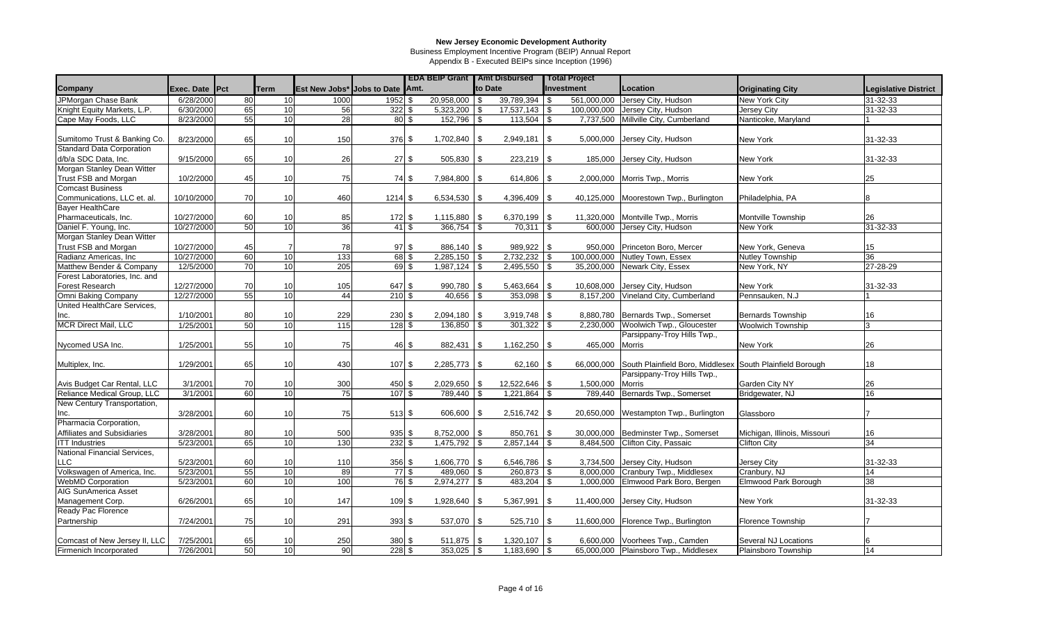**New Jersey Economic Development Authority**

Business Employment Incentive Program (BEIP) Annual Report

Appendix B - Executed BEIPs since Inception (1996)

| Company | Exec. Date | Pct | Term | Est New Jobs* | Jobs to Date | EDA BEIP Grant Amt. | Amt Disbursed to Date | Total Project Investment | Location | Originating City | Legislative District |
|---|---|---|---|---|---|---|---|---|---|---|---|
| JPMorgan Chase Bank | 6/28/2000 | 80 | 10 | 1000 | 1952 | $ 20,958,000 | $ 39,789,394 | $ 561,000,000 | Jersey City, Hudson | New York City | 31-32-33 |
| Knight Equity Markets, L.P. | 6/30/2000 | 65 | 10 | 56 | 322 | $ 5,323,200 | $ 17,537,143 | $ 100,000,000 | Jersey City, Hudson | Jersey City | 31-32-33 |
| Cape May Foods, LLC | 8/23/2000 | 55 | 10 | 28 | 80 | $ 152,796 | $ 113,504 | $ 7,737,500 | Millville City, Cumberland | Nanticoke, Maryland | 1 |
| Sumitomo Trust & Banking Co. | 8/23/2000 | 65 | 10 | 150 | 376 | $ 1,702,840 | $ 2,949,181 | $ 5,000,000 | Jersey City, Hudson | New York | 31-32-33 |
| Standard Data Corporation d/b/a SDC Data, Inc. | 9/15/2000 | 65 | 10 | 26 | 27 | $ 505,830 | $ 223,219 | $ 185,000 | Jersey City, Hudson | New York | 31-32-33 |
| Morgan Stanley Dean Witter Trust FSB and Morgan | 10/2/2000 | 45 | 10 | 75 | 74 | $ 7,984,800 | $ 614,806 | $ 2,000,000 | Morris Twp., Morris | New York | 25 |
| Comcast Business Communications, LLC et. al. | 10/10/2000 | 70 | 10 | 460 | 1214 | $ 6,534,530 | $ 4,396,409 | $ 40,125,000 | Moorestown Twp., Burlington | Philadelphia, PA | 8 |
| Bayer HealthCare Pharmaceuticals, Inc. | 10/27/2000 | 60 | 10 | 85 | 172 | $ 1,115,880 | $ 6,370,199 | $ 11,320,000 | Montville Twp., Morris | Montville Township | 26 |
| Daniel F. Young, Inc. | 10/27/2000 | 50 | 10 | 36 | 41 | $ 366,754 | $ 70,311 | $ 600,000 | Jersey City, Hudson | New York | 31-32-33 |
| Morgan Stanley Dean Witter Trust FSB and Morgan | 10/27/2000 | 45 | 7 | 78 | 97 | $ 886,140 | $ 989,922 | $ 950,000 | Princeton Boro, Mercer | New York, Geneva | 15 |
| Radianz Americas, Inc | 10/27/2000 | 60 | 10 | 133 | 68 | $ 2,285,150 | $ 2,732,232 | $ 100,000,000 | Nutley Town, Essex | Nutley Township | 36 |
| Matthew Bender & Company | 12/5/2000 | 70 | 10 | 205 | 69 | $ 1,987,124 | $ 2,495,550 | $ 35,200,000 | Newark City, Essex | New York, NY | 27-28-29 |
| Forest Laboratories, Inc. and Forest Research | 12/27/2000 | 70 | 10 | 105 | 647 | $ 990,780 | $ 5,463,664 | $ 10,608,000 | Jersey City, Hudson | New York | 31-32-33 |
| Omni Baking Company | 12/27/2000 | 55 | 10 | 44 | 210 | $ 40,656 | $ 353,098 | $ 8,157,200 | Vineland City, Cumberland | Pennsauken, N.J | 1 |
| United HealthCare Services, Inc. | 1/10/2001 | 80 | 10 | 229 | 230 | $ 2,094,180 | $ 3,919,748 | $ 8,880,780 | Bernards Twp., Somerset | Bernards Township | 16 |
| MCR Direct Mail, LLC | 1/25/2001 | 50 | 10 | 115 | 128 | $ 136,850 | $ 301,322 | $ 2,230,000 | Woolwich Twp., Gloucester | Woolwich Township | 3 |
| Nycomed USA Inc. | 1/25/2001 | 55 | 10 | 75 | 46 | $ 882,431 | $ 1,162,250 | $ 465,000 | Parsippany-Troy Hills Twp., Morris | New York | 26 |
| Multiplex, Inc. | 1/29/2001 | 65 | 10 | 430 | 107 | $ 2,285,773 | $ 62,160 | $ 66,000,000 | South Plainfield Boro, Middlesex | South Plainfield Borough | 18 |
| Avis Budget Car Rental, LLC | 3/1/2001 | 70 | 10 | 300 | 450 | $ 2,029,650 | $ 12,522,646 | $ 1,500,000 | Parsippany-Troy Hills Twp., Morris | Garden City NY | 26 |
| Reliance Medical Group, LLC | 3/1/2001 | 60 | 10 | 75 | 107 | $ 789,440 | $ 1,221,864 | $ 789,440 | Bernards Twp., Somerset | Bridgewater, NJ | 16 |
| New Century Transportation, Inc. | 3/28/2001 | 60 | 10 | 75 | 513 | $ 606,600 | $ 2,516,742 | $ 20,650,000 | Westampton Twp., Burlington | Glassboro | 7 |
| Pharmacia Corporation, Affiliates and Subsidiaries | 3/28/2001 | 80 | 10 | 500 | 935 | $ 8,752,000 | $ 850,761 | $ 30,000,000 | Bedminster Twp., Somerset | Michigan, Illinois, Missouri | 16 |
| ITT Industries | 5/23/2001 | 65 | 10 | 130 | 232 | $ 1,475,792 | $ 2,857,144 | $ 8,484,500 | Clifton City, Passaic | Clifton City | 34 |
| National Financial Services, LLC | 5/23/2001 | 60 | 10 | 110 | 356 | $ 1,606,770 | $ 6,546,786 | $ 3,734,500 | Jersey City, Hudson | Jersey City | 31-32-33 |
| Volkswagen of America, Inc. | 5/23/2001 | 55 | 10 | 89 | 77 | $ 489,060 | $ 260,873 | $ 8,000,000 | Cranbury Twp., Middlesex | Cranbury, NJ | 14 |
| WebMD Corporation | 5/23/2001 | 60 | 10 | 100 | 76 | $ 2,974,277 | $ 483,204 | $ 1,000,000 | Elmwood Park Boro, Bergen | Elmwood Park Borough | 38 |
| AIG SunAmerica Asset Management Corp. | 6/26/2001 | 65 | 10 | 147 | 109 | $ 1,928,640 | $ 5,367,991 | $ 11,400,000 | Jersey City, Hudson | New York | 31-32-33 |
| Ready Pac Florence Partnership | 7/24/2001 | 75 | 10 | 291 | 393 | $ 537,070 | $ 525,710 | $ 11,600,000 | Florence Twp., Burlington | Florence Township | 7 |
| Comcast of New Jersey II, LLC | 7/25/2001 | 65 | 10 | 250 | 380 | $ 511,875 | $ 1,320,107 | $ 6,600,000 | Voorhees Twp., Camden | Several NJ Locations | 6 |
| Firmenich Incorporated | 7/26/2001 | 50 | 10 | 90 | 228 | $ 353,025 | $ 1,183,690 | $ 65,000,000 | Plainsboro Twp., Middlesex | Plainsboro Township | 14 |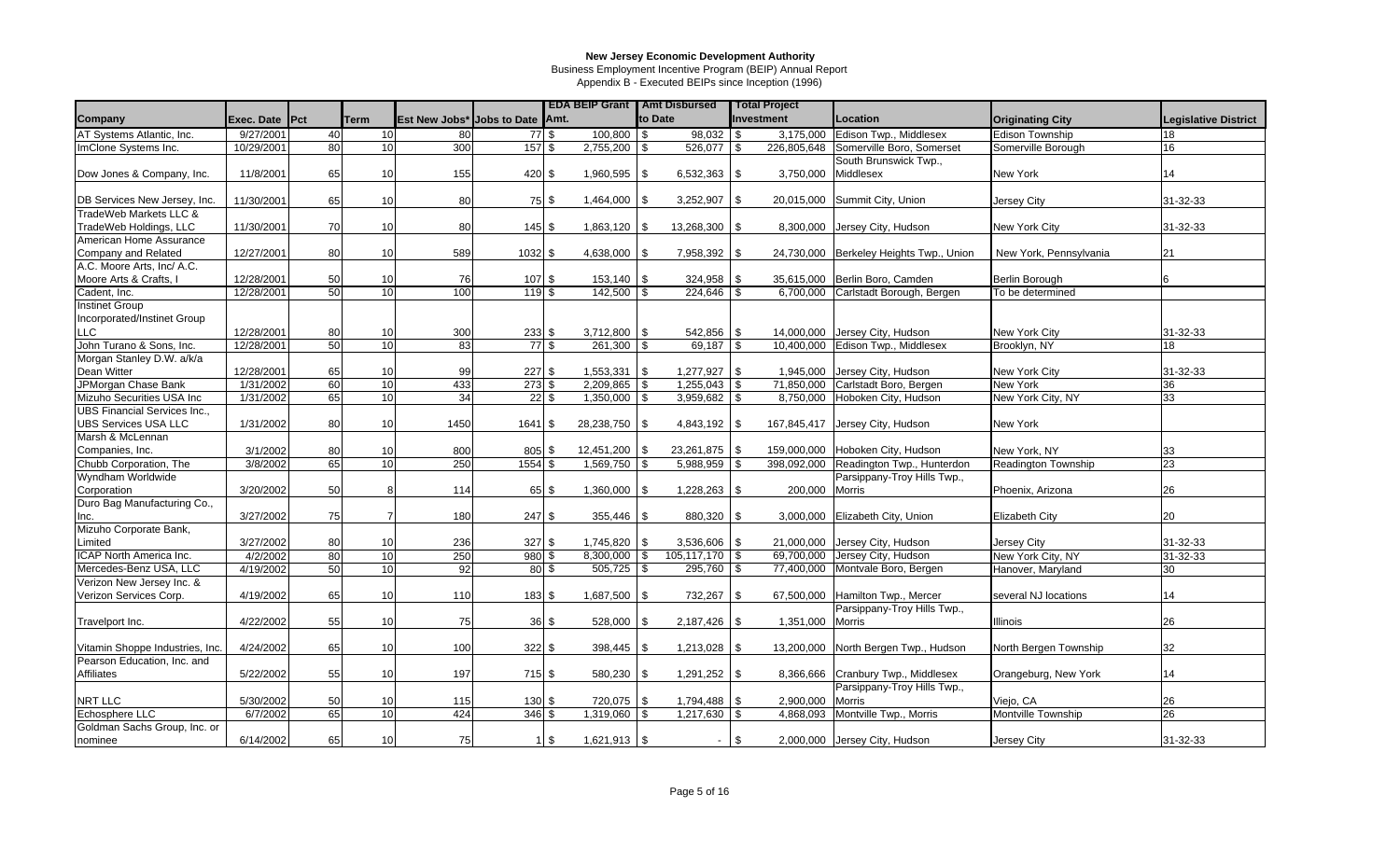# New Jersey Economic Development Authority

Business Employment Incentive Program (BEIP) Annual Report

Appendix B - Executed BEIPs since Inception (1996)

| Company | Exec. Date | Pct | Term | Est New Jobs* | Jobs to Date | EDA BEIP Grant Amt. | Amt Disbursed to Date | Total Project Investment | Location | Originating City | Legislative District |
|---|---|---|---|---|---|---|---|---|---|---|---|
| AT Systems Atlantic, Inc. | 9/27/2001 | 40 | 10 | 80 | 77 | $ 100,800 | $ 98,032 | $ 3,175,000 | Edison Twp., Middlesex | Edison Township | 18 |
| ImClone Systems Inc. | 10/29/2001 | 80 | 10 | 300 | 157 | $ 2,755,200 | $ 526,077 | $ 226,805,648 | Somerville Boro, Somerset | Somerville Borough | 16 |
| Dow Jones & Company, Inc. | 11/8/2001 | 65 | 10 | 155 | 420 | $ 1,960,595 | $ 6,532,363 | $ 3,750,000 | South Brunswick Twp., Middlesex | New York | 14 |
| DB Services New Jersey, Inc. | 11/30/2001 | 65 | 10 | 80 | 75 | $ 1,464,000 | $ 3,252,907 | $ 20,015,000 | Summit City, Union | Jersey City | 31-32-33 |
| TradeWeb Markets LLC & TradeWeb Holdings, LLC | 11/30/2001 | 70 | 10 | 80 | 145 | $ 1,863,120 | $ 13,268,300 | $ 8,300,000 | Jersey City, Hudson | New York City | 31-32-33 |
| American Home Assurance Company and Related | 12/27/2001 | 80 | 10 | 589 | 1032 | $ 4,638,000 | $ 7,958,392 | $ 24,730,000 | Berkeley Heights Twp., Union | New York, Pennsylvania | 21 |
| A.C. Moore Arts, Inc/ A.C. Moore Arts & Crafts, I | 12/28/2001 | 50 | 10 | 76 | 107 | $ 153,140 | $ 324,958 | $ 35,615,000 | Berlin Boro, Camden | Berlin Borough | 6 |
| Cadent, Inc. | 12/28/2001 | 50 | 10 | 100 | 119 | $ 142,500 | $ 224,646 | $ 6,700,000 | Carlstadt Borough, Bergen | To be determined | |
| Instinet Group Incorporated/Instinet Group LLC | 12/28/2001 | 80 | 10 | 300 | 233 | $ 3,712,800 | $ 542,856 | $ 14,000,000 | Jersey City, Hudson | New York City | 31-32-33 |
| John Turano & Sons, Inc. | 12/28/2001 | 50 | 10 | 83 | 77 | $ 261,300 | $ 69,187 | $ 10,400,000 | Edison Twp., Middlesex | Brooklyn, NY | 18 |
| Morgan Stanley D.W. a/k/a Dean Witter | 12/28/2001 | 65 | 10 | 99 | 227 | $ 1,553,331 | $ 1,277,927 | $ 1,945,000 | Jersey City, Hudson | New York City | 31-32-33 |
| JPMorgan Chase Bank | 1/31/2002 | 60 | 10 | 433 | 273 | $ 2,209,865 | $ 1,255,043 | $ 71,850,000 | Carlstadt Boro, Bergen | New York | 36 |
| Mizuho Securities USA Inc | 1/31/2002 | 65 | 10 | 34 | 22 | $ 1,350,000 | $ 3,959,682 | $ 8,750,000 | Hoboken City, Hudson | New York City, NY | 33 |
| UBS Financial Services Inc., UBS Services USA LLC | 1/31/2002 | 80 | 10 | 1450 | 1641 | $ 28,238,750 | $ 4,843,192 | $ 167,845,417 | Jersey City, Hudson | New York | |
| Marsh & McLennan Companies, Inc. | 3/1/2002 | 80 | 10 | 800 | 805 | $ 12,451,200 | $ 23,261,875 | $ 159,000,000 | Hoboken City, Hudson | New York, NY | 33 |
| Chubb Corporation, The | 3/8/2002 | 65 | 10 | 250 | 1554 | $ 1,569,750 | $ 5,988,959 | $ 398,092,000 | Readington Twp., Hunterdon | Readington Township | 23 |
| Wyndham Worldwide Corporation | 3/20/2002 | 50 | 8 | 114 | 65 | $ 1,360,000 | $ 1,228,263 | $ 200,000 | Parsippany-Troy Hills Twp., Morris | Phoenix, Arizona | 26 |
| Duro Bag Manufacturing Co., Inc. | 3/27/2002 | 75 | 7 | 180 | 247 | $ 355,446 | $ 880,320 | $ 3,000,000 | Elizabeth City, Union | Elizabeth City | 20 |
| Mizuho Corporate Bank, Limited | 3/27/2002 | 80 | 10 | 236 | 327 | $ 1,745,820 | $ 3,536,606 | $ 21,000,000 | Jersey City, Hudson | Jersey City | 31-32-33 |
| ICAP North America Inc. | 4/2/2002 | 80 | 10 | 250 | 980 | $ 8,300,000 | $ 105,117,170 | $ 69,700,000 | Jersey City, Hudson | New York City, NY | 31-32-33 |
| Mercedes-Benz USA, LLC | 4/19/2002 | 50 | 10 | 92 | 80 | $ 505,725 | $ 295,760 | $ 77,400,000 | Montvale Boro, Bergen | Hanover, Maryland | 30 |
| Verizon New Jersey Inc. & Verizon Services Corp. | 4/19/2002 | 65 | 10 | 110 | 183 | $ 1,687,500 | $ 732,267 | $ 67,500,000 | Hamilton Twp., Mercer | several NJ locations | 14 |
| Travelport Inc. | 4/22/2002 | 55 | 10 | 75 | 36 | $ 528,000 | $ 2,187,426 | $ 1,351,000 | Parsippany-Troy Hills Twp., Morris | Illinois | 26 |
| Vitamin Shoppe Industries, Inc. | 4/24/2002 | 65 | 10 | 100 | 322 | $ 398,445 | $ 1,213,028 | $ 13,200,000 | North Bergen Twp., Hudson | North Bergen Township | 32 |
| Pearson Education, Inc. and Affiliates | 5/22/2002 | 55 | 10 | 197 | 715 | $ 580,230 | $ 1,291,252 | $ 8,366,666 | Cranbury Twp., Middlesex | Orangeburg, New York | 14 |
| NRT LLC | 5/30/2002 | 50 | 10 | 115 | 130 | $ 720,075 | $ 1,794,488 | $ 2,900,000 | Parsippany-Troy Hills Twp., Morris | Viejo, CA | 26 |
| Echosphere LLC | 6/7/2002 | 65 | 10 | 424 | 346 | $ 1,319,060 | $ 1,217,630 | $ 4,868,093 | Montville Twp., Morris | Montville Township | 26 |
| Goldman Sachs Group, Inc. or nominee | 6/14/2002 | 65 | 10 | 75 | 1 | $ 1,621,913 | $ - | $ 2,000,000 | Jersey City, Hudson | Jersey City | 31-32-33 |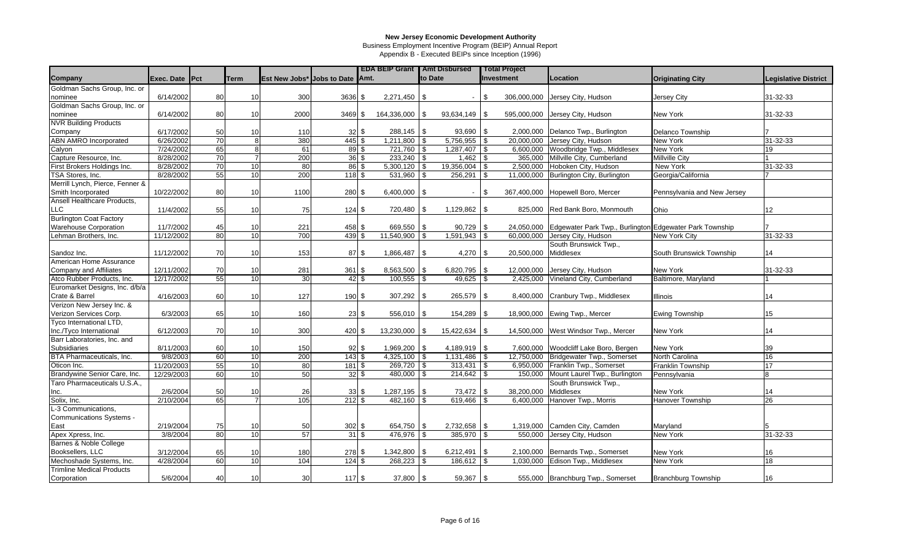**New Jersey Economic Development Authority**

Business Employment Incentive Program (BEIP) Annual Report

Appendix B - Executed BEIPs since Inception (1996)

| Company | Exec. Date | Pct | Term | Est New Jobs* | Jobs to Date | EDA BEIP Grant Amt. | Amt Disbursed to Date | Total Project Investment | Location | Originating City | Legislative District |
|---|---|---|---|---|---|---|---|---|---|---|---|
| Goldman Sachs Group, Inc. or nominee | 6/14/2002 | 80 | 10 | 300 | 3636 | $ 2,271,450 | $ - | $ 306,000,000 | Jersey City, Hudson | Jersey City | 31-32-33 |
| Goldman Sachs Group, Inc. or nominee | 6/14/2002 | 80 | 10 | 2000 | 3469 | $ 164,336,000 | $ 93,634,149 | $ 595,000,000 | Jersey City, Hudson | New York | 31-32-33 |
| NVR Building Products Company | 6/17/2002 | 50 | 10 | 110 | 32 | $ 288,145 | $ 93,690 | $ 2,000,000 | Delanco Twp., Burlington | Delanco Township | 7 |
| ABN AMRO Incorporated | 6/26/2002 | 70 | 8 | 380 | 445 | $ 1,211,800 | $ 5,756,955 | $ 20,000,000 | Jersey City, Hudson | New York | 31-32-33 |
| Calyon | 7/24/2002 | 65 | 8 | 61 | 89 | $ 721,760 | $ 1,287,407 | $ 6,600,000 | Woodbridge Twp., Middlesex | New York | 19 |
| Capture Resource, Inc. | 8/28/2002 | 70 | 7 | 200 | 36 | $ 233,240 | $ 1,462 | $ 365,000 | Millville City, Cumberland | Millville City | 1 |
| First Brokers Holdings Inc. | 8/28/2002 | 70 | 10 | 80 | 86 | $ 5,300,120 | $ 19,356,004 | $ 2,500,000 | Hoboken City, Hudson | New York | 31-32-33 |
| TSA Stores, Inc. | 8/28/2002 | 55 | 10 | 200 | 118 | $ 531,960 | $ 256,291 | $ 11,000,000 | Burlington City, Burlington | Georgia/California | 7 |
| Merrill Lynch, Pierce, Fenner & Smith Incorporated | 10/22/2002 | 80 | 10 | 1100 | 280 | $ 6,400,000 | $ - | $ 367,400,000 | Hopewell Boro, Mercer | Pennsylvania and New Jersey | |
| Ansell Healthcare Products, LLC | 11/4/2002 | 55 | 10 | 75 | 124 | $ 720,480 | $ 1,129,862 | $ 825,000 | Red Bank Boro, Monmouth | Ohio | 12 |
| Burlington Coat Factory Warehouse Corporation | 11/7/2002 | 45 | 10 | 221 | 458 | $ 669,550 | $ 90,729 | $ 24,050,000 | Edgewater Park Twp., Burlington | Edgewater Park Township | 7 |
| Lehman Brothers, Inc. | 11/12/2002 | 80 | 10 | 700 | 439 | $ 11,540,900 | $ 1,591,943 | $ 60,000,000 | Jersey City, Hudson | New York City | 31-32-33 |
| Sandoz Inc. | 11/12/2002 | 70 | 10 | 153 | 87 | $ 1,866,487 | $ 4,270 | $ 20,500,000 | South Brunswick Twp., Middlesex | South Brunswick Township | 14 |
| American Home Assurance Company and Affiliates | 12/11/2002 | 70 | 10 | 281 | 361 | $ 8,563,500 | $ 6,820,795 | $ 12,000,000 | Jersey City, Hudson | New York | 31-32-33 |
| Atco Rubber Products, Inc. | 12/17/2002 | 55 | 10 | 30 | 42 | $ 100,555 | $ 49,625 | $ 2,425,000 | Vineland City, Cumberland | Baltimore, Maryland | 1 |
| Euromarket Designs, Inc. d/b/a Crate & Barrel | 4/16/2003 | 60 | 10 | 127 | 190 | $ 307,292 | $ 265,579 | $ 8,400,000 | Cranbury Twp., Middlesex | Illinois | 14 |
| Verizon New Jersey Inc. & Verizon Services Corp. | 6/3/2003 | 65 | 10 | 160 | 23 | $ 556,010 | $ 154,289 | $ 18,900,000 | Ewing Twp., Mercer | Ewing Township | 15 |
| Tyco International LTD, Inc./Tyco International | 6/12/2003 | 70 | 10 | 300 | 420 | $ 13,230,000 | $ 15,422,634 | $ 14,500,000 | West Windsor Twp., Mercer | New York | 14 |
| Barr Laboratories, Inc. and Subsidiaries | 8/11/2003 | 60 | 10 | 150 | 92 | $ 1,969,200 | $ 4,189,919 | $ 7,600,000 | Woodcliff Lake Boro, Bergen | New York | 39 |
| BTA Pharmaceuticals, Inc. | 9/8/2003 | 60 | 10 | 200 | 143 | $ 4,325,100 | $ 1,131,486 | $ 12,750,000 | Bridgewater Twp., Somerset | North Carolina | 16 |
| Oticon Inc. | 11/20/2003 | 55 | 10 | 80 | 181 | $ 269,720 | $ 313,431 | $ 6,950,000 | Franklin Twp., Somerset | Franklin Township | 17 |
| Brandywine Senior Care, Inc. | 12/29/2003 | 60 | 10 | 50 | 32 | $ 480,000 | $ 214,642 | $ 150,000 | Mount Laurel Twp., Burlington | Pennsylvania | 8 |
| Taro Pharmaceuticals U.S.A., Inc. | 2/6/2004 | 50 | 10 | 26 | 33 | $ 1,287,195 | $ 73,472 | $ 38,200,000 | South Brunswick Twp., Middlesex | New York | 14 |
| Solix, Inc. | 2/10/2004 | 65 | 7 | 105 | 212 | $ 482,160 | $ 619,466 | $ 6,400,000 | Hanover Twp., Morris | Hanover Township | 26 |
| L-3 Communications, Communications Systems - East | 2/19/2004 | 75 | 10 | 50 | 302 | $ 654,750 | $ 2,732,658 | $ 1,319,000 | Camden City, Camden | Maryland | 5 |
| Apex Xpress, Inc. | 3/8/2004 | 80 | 10 | 57 | 31 | $ 476,976 | $ 385,970 | $ 550,000 | Jersey City, Hudson | New York | 31-32-33 |
| Barnes & Noble College Booksellers, LLC | 3/12/2004 | 65 | 10 | 180 | 278 | $ 1,342,800 | $ 6,212,491 | $ 2,100,000 | Bernards Twp., Somerset | New York | 16 |
| Mechoshade Systems, Inc. | 4/28/2004 | 60 | 10 | 104 | 124 | $ 268,223 | $ 186,612 | $ 1,030,000 | Edison Twp., Middlesex | New York | 18 |
| Trimline Medical Products Corporation | 5/6/2004 | 40 | 10 | 30 | 117 | $ 37,800 | $ 59,367 | $ 555,000 | Branchburg Twp., Somerset | Branchburg Township | 16 |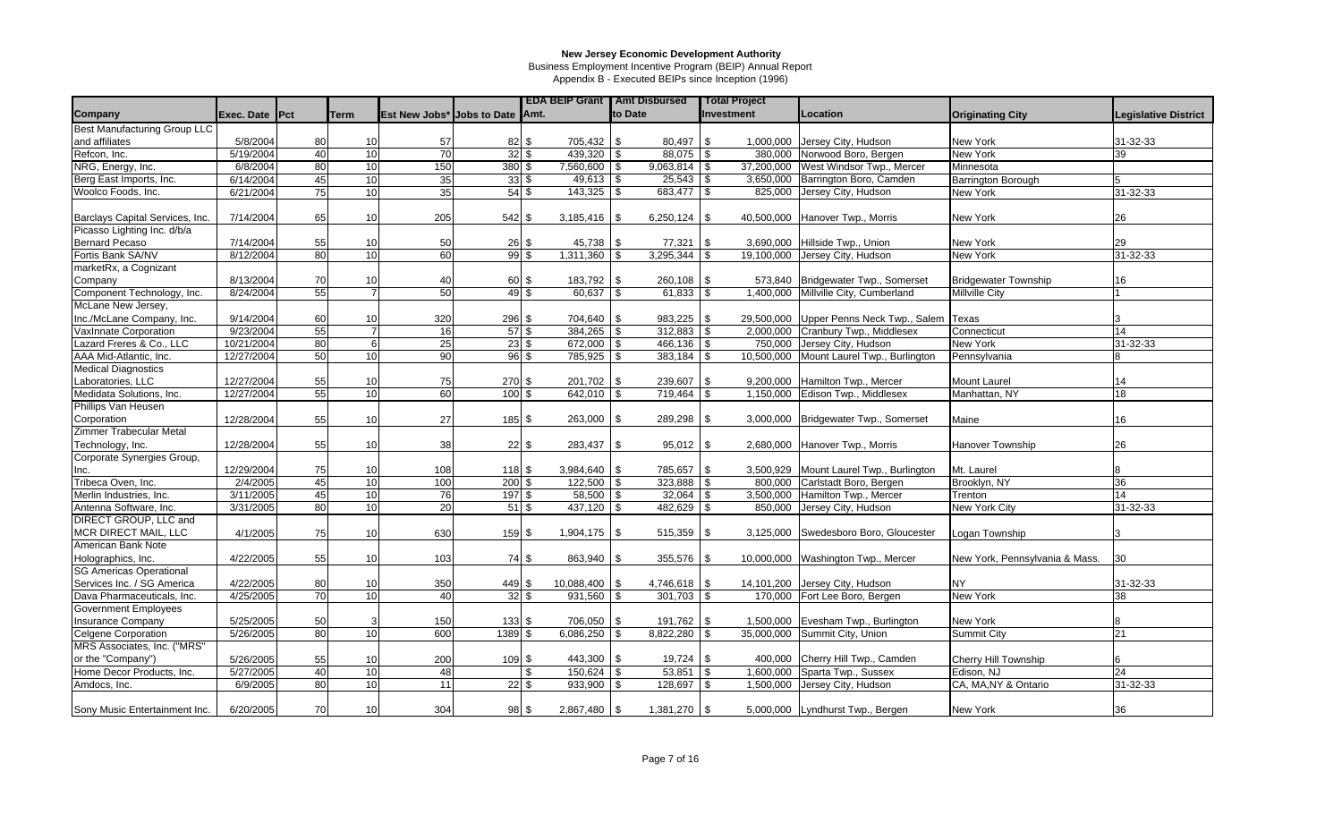# New Jersey Economic Development Authority

Business Employment Incentive Program (BEIP) Annual Report

Appendix B - Executed BEIPs since Inception (1996)

| Company | Exec. Date | Pct | Term | Est New Jobs* | Jobs to Date | EDA BEIP Grant Amt. | Amt Disbursed to Date | Total Project Investment | Location | Originating City | Legislative District |
|---|---|---|---|---|---|---|---|---|---|---|---|
| Best Manufacturing Group LLC and affiliates | 5/8/2004 | 80 | 10 | 57 | 82 | $ 705,432 | $ 80,497 | $ 1,000,000 | Jersey City, Hudson | New York | 31-32-33 |
| Refcon, Inc. | 5/19/2004 | 40 | 10 | 70 | 32 | $ 439,320 | $ 88,075 | $ 380,000 | Norwood Boro, Bergen | New York | 39 |
| NRG, Energy, Inc. | 6/8/2004 | 80 | 10 | 150 | 380 | $ 7,560,600 | $ 9,063,814 | $ 37,200,000 | West Windsor Twp., Mercer | Minnesota | |
| Berg East Imports, Inc. | 6/14/2004 | 45 | 10 | 35 | 33 | $ 49,613 | $ 25,543 | $ 3,650,000 | Barrington Boro, Camden | Barrington Borough | 5 |
| Woolco Foods, Inc. | 6/21/2004 | 75 | 10 | 35 | 54 | $ 143,325 | $ 683,477 | $ 825,000 | Jersey City, Hudson | New York | 31-32-33 |
| Barclays Capital Services, Inc. | 7/14/2004 | 65 | 10 | 205 | 542 | $ 3,185,416 | $ 6,250,124 | $ 40,500,000 | Hanover Twp., Morris | New York | 26 |
| Picasso Lighting Inc. d/b/a Bernard Pecaso | 7/14/2004 | 55 | 10 | 50 | 26 | $ 45,738 | $ 77,321 | $ 3,690,000 | Hillside Twp., Union | New York | 29 |
| Fortis Bank SA/NV | 8/12/2004 | 80 | 10 | 60 | 99 | $ 1,311,360 | $ 3,295,344 | $ 19,100,000 | Jersey City, Hudson | New York | 31-32-33 |
| marketRx, a Cognizant Company | 8/13/2004 | 70 | 10 | 40 | 60 | $ 183,792 | $ 260,108 | $ 573,840 | Bridgewater Twp., Somerset | Bridgewater Township | 16 |
| Component Technology, Inc. | 8/24/2004 | 55 | 7 | 50 | 49 | $ 60,637 | $ 61,833 | $ 1,400,000 | Millville City, Cumberland | Millville City | 1 |
| McLane New Jersey, Inc./McLane Company, Inc. | 9/14/2004 | 60 | 10 | 320 | 296 | $ 704,640 | $ 983,225 | $ 29,500,000 | Upper Penns Neck Twp., Salem | Texas | 3 |
| VaxInnate Corporation | 9/23/2004 | 55 | 7 | 16 | 57 | $ 384,265 | $ 312,883 | $ 2,000,000 | Cranbury Twp., Middlesex | Connecticut | 14 |
| Lazard Freres & Co., LLC | 10/21/2004 | 80 | 6 | 25 | 23 | $ 672,000 | $ 466,136 | $ 750,000 | Jersey City, Hudson | New York | 31-32-33 |
| AAA Mid-Atlantic, Inc. | 12/27/2004 | 50 | 10 | 90 | 96 | $ 785,925 | $ 383,184 | $ 10,500,000 | Mount Laurel Twp., Burlington | Pennsylvania | 8 |
| Medical Diagnostics Laboratories, LLC | 12/27/2004 | 55 | 10 | 75 | 270 | $ 201,702 | $ 239,607 | $ 9,200,000 | Hamilton Twp., Mercer | Mount Laurel | 14 |
| Medidata Solutions, Inc. | 12/27/2004 | 55 | 10 | 60 | 100 | $ 642,010 | $ 719,464 | $ 1,150,000 | Edison Twp., Middlesex | Manhattan, NY | 18 |
| Phillips Van Heusen Corporation | 12/28/2004 | 55 | 10 | 27 | 185 | $ 263,000 | $ 289,298 | $ 3,000,000 | Bridgewater Twp., Somerset | Maine | 16 |
| Zimmer Trabecular Metal Technology, Inc. | 12/28/2004 | 55 | 10 | 38 | 22 | $ 283,437 | $ 95,012 | $ 2,680,000 | Hanover Twp., Morris | Hanover Township | 26 |
| Corporate Synergies Group, Inc. | 12/29/2004 | 75 | 10 | 108 | 118 | $ 3,984,640 | $ 785,657 | $ 3,500,929 | Mount Laurel Twp., Burlington | Mt. Laurel | 8 |
| Tribeca Oven, Inc. | 2/4/2005 | 45 | 10 | 100 | 200 | $ 122,500 | $ 323,888 | $ 800,000 | Carlstadt Boro, Bergen | Brooklyn, NY | 36 |
| Merlin Industries, Inc. | 3/11/2005 | 45 | 10 | 76 | 197 | $ 58,500 | $ 32,064 | $ 3,500,000 | Hamilton Twp., Mercer | Trenton | 14 |
| Antenna Software, Inc. | 3/31/2005 | 80 | 10 | 20 | 51 | $ 437,120 | $ 482,629 | $ 850,000 | Jersey City, Hudson | New York City | 31-32-33 |
| DIRECT GROUP, LLC and MCR DIRECT MAIL, LLC | 4/1/2005 | 75 | 10 | 630 | 159 | $ 1,904,175 | $ 515,359 | $ 3,125,000 | Swedesboro Boro, Gloucester | Logan Township | 3 |
| American Bank Note Holographics, Inc. | 4/22/2005 | 55 | 10 | 103 | 74 | $ 863,940 | $ 355,576 | $ 10,000,000 | Washington Twp., Mercer | New York, Pennsylvania & Mass. | 30 |
| SG Americas Operational Services Inc. / SG America | 4/22/2005 | 80 | 10 | 350 | 449 | $ 10,088,400 | $ 4,746,618 | $ 14,101,200 | Jersey City, Hudson | NY | 31-32-33 |
| Dava Pharmaceuticals, Inc. | 4/25/2005 | 70 | 10 | 40 | 32 | $ 931,560 | $ 301,703 | $ 170,000 | Fort Lee Boro, Bergen | New York | 38 |
| Government Employees Insurance Company | 5/25/2005 | 50 | 3 | 150 | 133 | $ 706,050 | $ 191,762 | $ 1,500,000 | Evesham Twp., Burlington | New York | 8 |
| Celgene Corporation | 5/26/2005 | 80 | 10 | 600 | 1389 | $ 6,086,250 | $ 8,822,280 | $ 35,000,000 | Summit City, Union | Summit City | 21 |
| MRS Associates, Inc. ("MRS" or the "Company") | 5/26/2005 | 55 | 10 | 200 | 109 | $ 443,300 | $ 19,724 | $ 400,000 | Cherry Hill Twp., Camden | Cherry Hill Township | 6 |
| Home Decor Products, Inc. | 5/27/2005 | 40 | 10 | 48 | | $ 150,624 | $ 53,851 | $ 1,600,000 | Sparta Twp., Sussex | Edison, NJ | 24 |
| Amdocs, Inc. | 6/9/2005 | 80 | 10 | 11 | 22 | $ 933,900 | $ 128,697 | $ 1,500,000 | Jersey City, Hudson | CA, MA,NY & Ontario | 31-32-33 |
| Sony Music Entertainment Inc. | 6/20/2005 | 70 | 10 | 304 | 98 | $ 2,867,480 | $ 1,381,270 | $ 5,000,000 | Lyndhurst Twp., Bergen | New York | 36 |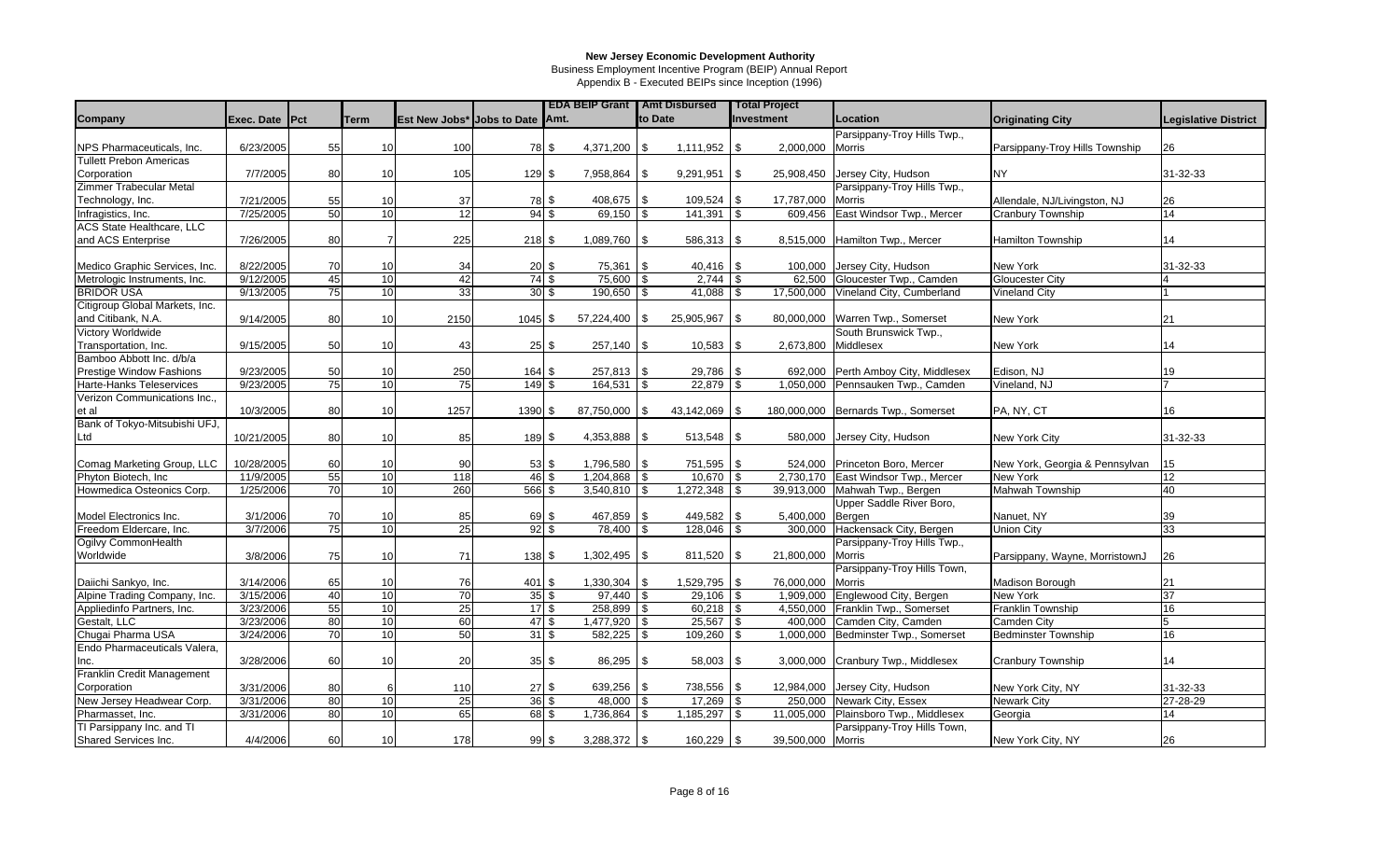**New Jersey Economic Development Authority**

Business Employment Incentive Program (BEIP) Annual Report

Appendix B - Executed BEIPs since Inception (1996)

| Company | Exec. Date | Pct | Term | Est New Jobs* | Jobs to Date | EDA BEIP Grant Amt. | Amt Disbursed to Date | Total Project Investment | Location | Originating City | Legislative District |
|---|---|---|---|---|---|---|---|---|---|---|---|
| NPS Pharmaceuticals, Inc. | 6/23/2005 | 55 | 10 | 100 | 78 | $ 4,371,200 | $ 1,111,952 | $ 2,000,000 | Parsippany-Troy Hills Twp., Morris | Parsippany-Troy Hills Township | 26 |
| Tullett Prebon Americas Corporation | 7/7/2005 | 80 | 10 | 105 | 129 | $ 7,958,864 | $ 9,291,951 | $ 25,908,450 | Jersey City, Hudson | NY | 31-32-33 |
| Zimmer Trabecular Metal Technology, Inc. | 7/21/2005 | 55 | 10 | 37 | 78 | $ 408,675 | $ 109,524 | $ 17,787,000 | Parsippany-Troy Hills Twp., Morris | Allendale, NJ/Livingston, NJ | 26 |
| Infragistics, Inc. | 7/25/2005 | 50 | 10 | 12 | 94 | $ 69,150 | $ 141,391 | $ 609,456 | East Windsor Twp., Mercer | Cranbury Township | 14 |
| ACS State Healthcare, LLC and ACS Enterprise | 7/26/2005 | 80 | 7 | 225 | 218 | $ 1,089,760 | $ 586,313 | $ 8,515,000 | Hamilton Twp., Mercer | Hamilton Township | 14 |
| Medico Graphic Services, Inc. | 8/22/2005 | 70 | 10 | 34 | 20 | $ 75,361 | $ 40,416 | $ 100,000 | Jersey City, Hudson | New York | 31-32-33 |
| Metrologic Instruments, Inc. | 9/12/2005 | 45 | 10 | 42 | 74 | $ 75,600 | $ 2,744 | $ 62,500 | Gloucester Twp., Camden | Gloucester City | 4 |
| BRIDOR USA | 9/13/2005 | 75 | 10 | 33 | 30 | $ 190,650 | $ 41,088 | $ 17,500,000 | Vineland City, Cumberland | Vineland City | 1 |
| Citigroup Global Markets, Inc. and Citibank, N.A. | 9/14/2005 | 80 | 10 | 2150 | 1045 | $ 57,224,400 | $ 25,905,967 | $ 80,000,000 | Warren Twp., Somerset | New York | 21 |
| Victory Worldwide Transportation, Inc. | 9/15/2005 | 50 | 10 | 43 | 25 | $ 257,140 | $ 10,583 | $ 2,673,800 | South Brunswick Twp., Middlesex | New York | 14 |
| Bamboo Abbott Inc. d/b/a Prestige Window Fashions | 9/23/2005 | 50 | 10 | 250 | 164 | $ 257,813 | $ 29,786 | $ 692,000 | Perth Amboy City, Middlesex | Edison, NJ | 19 |
| Harte-Hanks Teleservices | 9/23/2005 | 75 | 10 | 75 | 149 | $ 164,531 | $ 22,879 | $ 1,050,000 | Pennsauken Twp., Camden | Vineland, NJ | 7 |
| Verizon Communications Inc., et al | 10/3/2005 | 80 | 10 | 1257 | 1390 | $ 87,750,000 | $ 43,142,069 | $ 180,000,000 | Bernards Twp., Somerset | PA, NY, CT | 16 |
| Bank of Tokyo-Mitsubishi UFJ, Ltd | 10/21/2005 | 80 | 10 | 85 | 189 | $ 4,353,888 | $ 513,548 | $ 580,000 | Jersey City, Hudson | New York City | 31-32-33 |
| Comag Marketing Group, LLC | 10/28/2005 | 60 | 10 | 90 | 53 | $ 1,796,580 | $ 751,595 | $ 524,000 | Princeton Boro, Mercer | New York, Georgia & Pennsylvan | 15 |
| Phyton Biotech, Inc | 11/9/2005 | 55 | 10 | 118 | 46 | $ 1,204,868 | $ 10,670 | $ 2,730,170 | East Windsor Twp., Mercer | New York | 12 |
| Howmedica Osteonics Corp. | 1/25/2006 | 70 | 10 | 260 | 566 | $ 3,540,810 | $ 1,272,348 | $ 39,913,000 | Mahwah Twp., Bergen | Mahwah Township | 40 |
| Model Electronics Inc. | 3/1/2006 | 70 | 10 | 85 | 69 | $ 467,859 | $ 449,582 | $ 5,400,000 | Upper Saddle River Boro, Bergen | Nanuet, NY | 39 |
| Freedom Eldercare, Inc. | 3/7/2006 | 75 | 10 | 25 | 92 | $ 78,400 | $ 128,046 | $ 300,000 | Hackensack City, Bergen | Union City | 33 |
| Ogilvy CommonHealth Worldwide | 3/8/2006 | 75 | 10 | 71 | 138 | $ 1,302,495 | $ 811,520 | $ 21,800,000 | Parsippany-Troy Hills Twp., Morris | Parsippany, Wayne, MorristownJ | 26 |
| Daiichi Sankyo, Inc. | 3/14/2006 | 65 | 10 | 76 | 401 | $ 1,330,304 | $ 1,529,795 | $ 76,000,000 | Parsippany-Troy Hills Town, Morris | Madison Borough | 21 |
| Alpine Trading Company, Inc. | 3/15/2006 | 40 | 10 | 70 | 35 | $ 97,440 | $ 29,106 | $ 1,909,000 | Englewood City, Bergen | New York | 37 |
| Appliedinfo Partners, Inc. | 3/23/2006 | 55 | 10 | 25 | 17 | $ 258,899 | $ 60,218 | $ 4,550,000 | Franklin Twp., Somerset | Franklin Township | 16 |
| Gestalt, LLC | 3/23/2006 | 80 | 10 | 60 | 47 | $ 1,477,920 | $ 25,567 | $ 400,000 | Camden City, Camden | Camden City | 5 |
| Chugai Pharma USA | 3/24/2006 | 70 | 10 | 50 | 31 | $ 582,225 | $ 109,260 | $ 1,000,000 | Bedminster Twp., Somerset | Bedminster Township | 16 |
| Endo Pharmaceuticals Valera, Inc. | 3/28/2006 | 60 | 10 | 20 | 35 | $ 86,295 | $ 58,003 | $ 3,000,000 | Cranbury Twp., Middlesex | Cranbury Township | 14 |
| Franklin Credit Management Corporation | 3/31/2006 | 80 | 6 | 110 | 27 | $ 639,256 | $ 738,556 | $ 12,984,000 | Jersey City, Hudson | New York City, NY | 31-32-33 |
| New Jersey Headwear Corp. | 3/31/2006 | 80 | 10 | 25 | 36 | $ 48,000 | $ 17,269 | $ 250,000 | Newark City, Essex | Newark City | 27-28-29 |
| Pharmasset, Inc. | 3/31/2006 | 80 | 10 | 65 | 68 | $ 1,736,864 | $ 1,185,297 | $ 11,005,000 | Plainsboro Twp., Middlesex | Georgia | 14 |
| TI Parsippany Inc. and TI Shared Services Inc. | 4/4/2006 | 60 | 10 | 178 | 99 | $ 3,288,372 | $ 160,229 | $ 39,500,000 | Parsippany-Troy Hills Town, Morris | New York City, NY | 26 |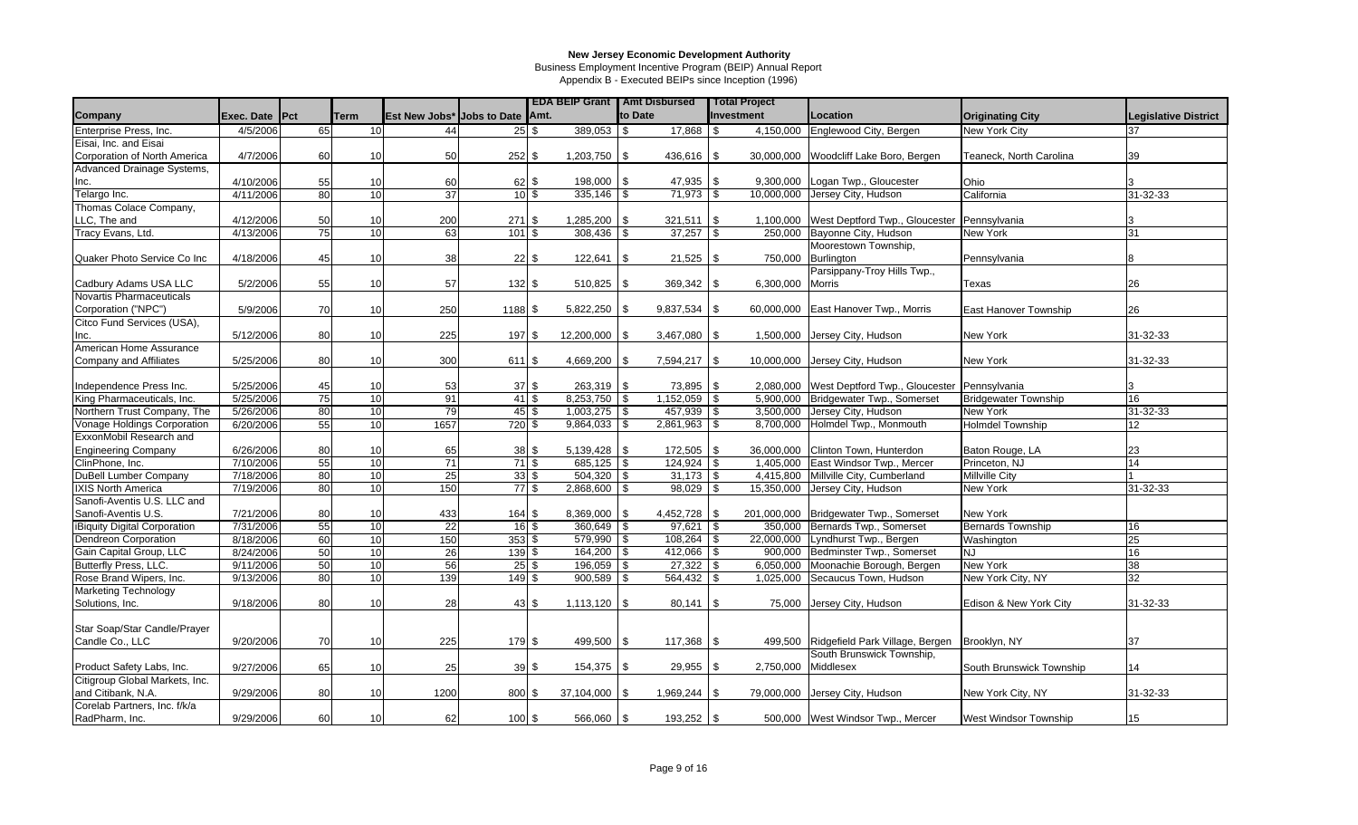**New Jersey Economic Development Authority**

Business Employment Incentive Program (BEIP) Annual Report

Appendix B - Executed BEIPs since Inception (1996)

| Company | Exec. Date | Pct | Term | Est New Jobs* | Jobs to Date | EDA BEIP Grant Amt. | Amt Disbursed to Date | Total Project Investment | Location | Originating City | Legislative District |
|---|---|---|---|---|---|---|---|---|---|---|---|
| Enterprise Press, Inc. | 4/5/2006 | 65 | 10 | 44 | 25 | $ 389,053 | $ 17,868 | $ 4,150,000 | Englewood City, Bergen | New York City | 37 |
| Eisai, Inc. and Eisai Corporation of North America | 4/7/2006 | 60 | 10 | 50 | 252 | $ 1,203,750 | $ 436,616 | $ 30,000,000 | Woodcliff Lake Boro, Bergen | Teaneck, North Carolina | 39 |
| Advanced Drainage Systems, Inc. | 4/10/2006 | 55 | 10 | 60 | 62 | $ 198,000 | $ 47,935 | $ 9,300,000 | Logan Twp., Gloucester | Ohio | 3 |
| Telargo Inc. | 4/11/2006 | 80 | 10 | 37 | 10 | $ 335,146 | $ 71,973 | $ 10,000,000 | Jersey City, Hudson | California | 31-32-33 |
| Thomas Colace Company, LLC, The and | 4/12/2006 | 50 | 10 | 200 | 271 | $ 1,285,200 | $ 321,511 | $ 1,100,000 | West Deptford Twp., Gloucester | Pennsylvania | 3 |
| Tracy Evans, Ltd. | 4/13/2006 | 75 | 10 | 63 | 101 | $ 308,436 | $ 37,257 | $ 250,000 | Bayonne City, Hudson | New York | 31 |
| Quaker Photo Service Co Inc | 4/18/2006 | 45 | 10 | 38 | 22 | $ 122,641 | $ 21,525 | $ 750,000 | Moorestown Township, Burlington | Pennsylvania | 8 |
| Cadbury Adams USA LLC | 5/2/2006 | 55 | 10 | 57 | 132 | $ 510,825 | $ 369,342 | $ 6,300,000 | Parsippany-Troy Hills Twp., Morris | Texas | 26 |
| Novartis Pharmaceuticals Corporation ("NPC") | 5/9/2006 | 70 | 10 | 250 | 1188 | $ 5,822,250 | $ 9,837,534 | $ 60,000,000 | East Hanover Twp., Morris | East Hanover Township | 26 |
| Citco Fund Services (USA), Inc. | 5/12/2006 | 80 | 10 | 225 | 197 | $ 12,200,000 | $ 3,467,080 | $ 1,500,000 | Jersey City, Hudson | New York | 31-32-33 |
| American Home Assurance Company and Affiliates | 5/25/2006 | 80 | 10 | 300 | 611 | $ 4,669,200 | $ 7,594,217 | $ 10,000,000 | Jersey City, Hudson | New York | 31-32-33 |
| Independence Press Inc. | 5/25/2006 | 45 | 10 | 53 | 37 | $ 263,319 | $ 73,895 | $ 2,080,000 | West Deptford Twp., Gloucester | Pennsylvania | 3 |
| King Pharmaceuticals, Inc. | 5/25/2006 | 75 | 10 | 91 | 41 | $ 8,253,750 | $ 1,152,059 | $ 5,900,000 | Bridgewater Twp., Somerset | Bridgewater Township | 16 |
| Northern Trust Company, The | 5/26/2006 | 80 | 10 | 79 | 45 | $ 1,003,275 | $ 457,939 | $ 3,500,000 | Jersey City, Hudson | New York | 31-32-33 |
| Vonage Holdings Corporation | 6/20/2006 | 55 | 10 | 1657 | 720 | $ 9,864,033 | $ 2,861,963 | $ 8,700,000 | Holmdel Twp., Monmouth | Holmdel Township | 12 |
| ExxonMobil Research and Engineering Company | 6/26/2006 | 80 | 10 | 65 | 38 | $ 5,139,428 | $ 172,505 | $ 36,000,000 | Clinton Town, Hunterdon | Baton Rouge, LA | 23 |
| ClinPhone, Inc. | 7/10/2006 | 55 | 10 | 71 | 71 | $ 685,125 | $ 124,924 | $ 1,405,000 | East Windsor Twp., Mercer | Princeton, NJ | 14 |
| DuBell Lumber Company | 7/18/2006 | 80 | 10 | 25 | 33 | $ 504,320 | $ 31,173 | $ 4,415,800 | Millville City, Cumberland | Millville City | 1 |
| IXIS North America | 7/19/2006 | 80 | 10 | 150 | 77 | $ 2,868,600 | $ 98,029 | $ 15,350,000 | Jersey City, Hudson | New York | 31-32-33 |
| Sanofi-Aventis U.S. LLC and Sanofi-Aventis U.S. | 7/21/2006 | 80 | 10 | 433 | 164 | $ 8,369,000 | $ 4,452,728 | $ 201,000,000 | Bridgewater Twp., Somerset | New York | |
| iBiquity Digital Corporation | 7/31/2006 | 55 | 10 | 22 | 16 | $ 360,649 | $ 97,621 | $ 350,000 | Bernards Twp., Somerset | Bernards Township | 16 |
| Dendreon Corporation | 8/18/2006 | 60 | 10 | 150 | 353 | $ 579,990 | $ 108,264 | $ 22,000,000 | Lyndhurst Twp., Bergen | Washington | 25 |
| Gain Capital Group, LLC | 8/24/2006 | 50 | 10 | 26 | 139 | $ 164,200 | $ 412,066 | $ 900,000 | Bedminster Twp., Somerset | NJ | 16 |
| Butterfly Press, LLC. | 9/11/2006 | 50 | 10 | 56 | 25 | $ 196,059 | $ 27,322 | $ 6,050,000 | Moonachie Borough, Bergen | New York | 38 |
| Rose Brand Wipers, Inc. | 9/13/2006 | 80 | 10 | 139 | 149 | $ 900,589 | $ 564,432 | $ 1,025,000 | Secaucus Town, Hudson | New York City, NY | 32 |
| Marketing Technology Solutions, Inc. | 9/18/2006 | 80 | 10 | 28 | 43 | $ 1,113,120 | $ 80,141 | $ 75,000 | Jersey City, Hudson | Edison & New York City | 31-32-33 |
| Star Soap/Star Candle/Prayer Candle Co., LLC | 9/20/2006 | 70 | 10 | 225 | 179 | $ 499,500 | $ 117,368 | $ 499,500 | Ridgefield Park Village, Bergen | Brooklyn, NY | 37 |
| Product Safety Labs, Inc. | 9/27/2006 | 65 | 10 | 25 | 39 | $ 154,375 | $ 29,955 | $ 2,750,000 | South Brunswick Township, Middlesex | South Brunswick Township | 14 |
| Citigroup Global Markets, Inc. and Citibank, N.A. | 9/29/2006 | 80 | 10 | 1200 | 800 | $ 37,104,000 | $ 1,969,244 | $ 79,000,000 | Jersey City, Hudson | New York City, NY | 31-32-33 |
| Corelab Partners, Inc. f/k/a RadPharm, Inc. | 9/29/2006 | 60 | 10 | 62 | 100 | $ 566,060 | $ 193,252 | $ 500,000 | West Windsor Twp., Mercer | West Windsor Township | 15 |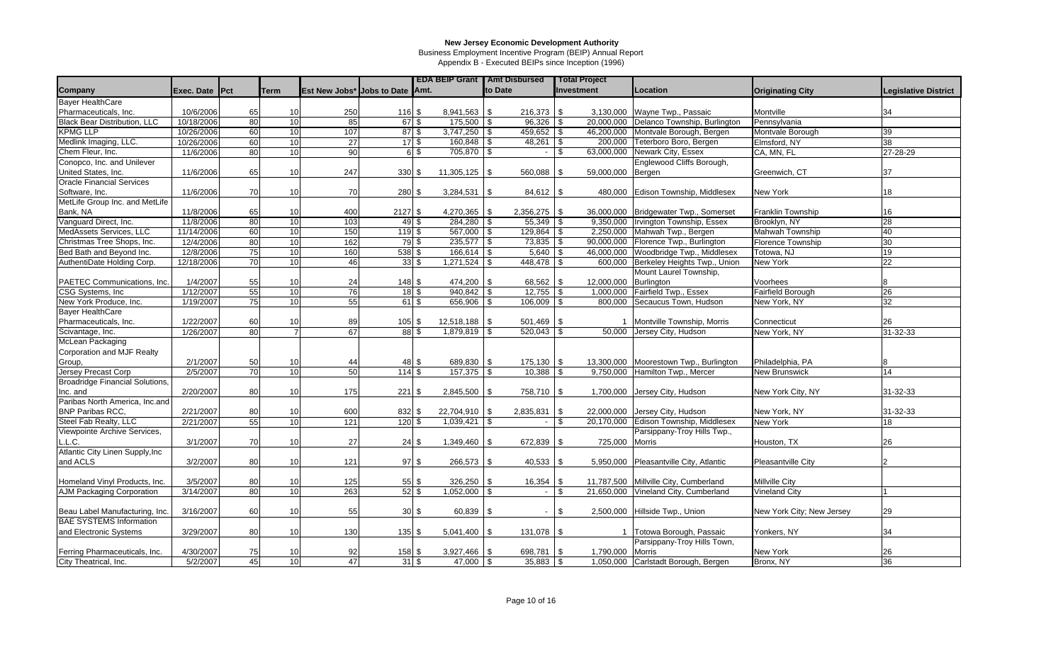## New Jersey Economic Development Authority

Business Employment Incentive Program (BEIP) Annual Report

Appendix B - Executed BEIPs since Inception (1996)

| Company | Exec. Date | Pct | Term | Est New Jobs* | Jobs to Date | EDA BEIP Grant Amt. | Amt Disbursed to Date | Total Project Investment | Location | Originating City | Legislative District |
|---|---|---|---|---|---|---|---|---|---|---|---|
| Bayer HealthCare Pharmaceuticals, Inc. | 10/6/2006 | 65 | 10 | 250 | 116 | $ 8,941,563 | $ 216,373 | $ 3,130,000 | Wayne Twp., Passaic | Montville | 34 |
| Black Bear Distribution, LLC | 10/18/2006 | 80 | 10 | 85 | 67 | $ 175,500 | $ 96,326 | $ 20,000,000 | Delanco Township, Burlington | Pennsylvania | |
| KPMG LLP | 10/26/2006 | 60 | 10 | 107 | 87 | $ 3,747,250 | $ 459,652 | $ 46,200,000 | Montvale Borough, Bergen | Montvale Borough | 39 |
| Medlink Imaging, LLC. | 10/26/2006 | 60 | 10 | 27 | 17 | $ 160,848 | $ 48,261 | $ 200,000 | Teterboro Boro, Bergen | Elmsford, NY | 38 |
| Chem Fleur, Inc. | 11/6/2006 | 80 | 10 | 90 | 6 | $ 705,870 | $ - | $ 63,000,000 | Newark City, Essex | CA, MN, FL | 27-28-29 |
| Conopco, Inc. and Unilever United States, Inc. | 11/6/2006 | 65 | 10 | 247 | 330 | $ 11,305,125 | $ 560,088 | $ 59,000,000 | Englewood Cliffs Borough, Bergen | Greenwich, CT | 37 |
| Oracle Financial Services Software, Inc. | 11/6/2006 | 70 | 10 | 70 | 280 | $ 3,284,531 | $ 84,612 | $ 480,000 | Edison Township, Middlesex | New York | 18 |
| MetLife Group Inc. and MetLife Bank, NA | 11/8/2006 | 65 | 10 | 400 | 2127 | $ 4,270,365 | $ 2,356,275 | $ 36,000,000 | Bridgewater Twp., Somerset | Franklin Township | 16 |
| Vanguard Direct, Inc. | 11/8/2006 | 80 | 10 | 103 | 49 | $ 284,280 | $ 55,349 | $ 9,350,000 | Irvington Township, Essex | Brooklyn, NY | 28 |
| MedAssets Services, LLC | 11/14/2006 | 60 | 10 | 150 | 119 | $ 567,000 | $ 129,864 | $ 2,250,000 | Mahwah Twp., Bergen | Mahwah Township | 40 |
| Christmas Tree Shops, Inc. | 12/4/2006 | 80 | 10 | 162 | 79 | $ 235,577 | $ 73,835 | $ 90,000,000 | Florence Twp., Burlington | Florence Township | 30 |
| Bed Bath and Beyond Inc. | 12/8/2006 | 75 | 10 | 160 | 538 | $ 166,614 | $ 5,640 | $ 46,000,000 | Woodbridge Twp., Middlesex | Totowa, NJ | 19 |
| AuthentiDate Holding Corp. | 12/18/2006 | 70 | 10 | 46 | 33 | $ 1,271,524 | $ 448,478 | $ 600,000 | Berkeley Heights Twp., Union | New York | 22 |
| PAETEC Communications, Inc. | 1/4/2007 | 55 | 10 | 24 | 148 | $ 474,200 | $ 68,562 | $ 12,000,000 | Mount Laurel Township, Burlington | Voorhees | 8 |
| CSG Systems, Inc | 1/12/2007 | 55 | 10 | 76 | 18 | $ 940,842 | $ 12,755 | $ 1,000,000 | Fairfield Twp., Essex | Fairfield Borough | 26 |
| New York Produce, Inc. | 1/19/2007 | 75 | 10 | 55 | 61 | $ 656,906 | $ 106,009 | $ 800,000 | Secaucus Town, Hudson | New York, NY | 32 |
| Bayer HealthCare Pharmaceuticals, Inc. | 1/22/2007 | 60 | 10 | 89 | 105 | $ 12,518,188 | $ 501,469 | $ 1 | Montville Township, Morris | Connecticut | 26 |
| Scivantage, Inc. | 1/26/2007 | 80 | 7 | 67 | 88 | $ 1,879,819 | $ 520,043 | $ 50,000 | Jersey City, Hudson | New York, NY | 31-32-33 |
| McLean Packaging Corporation and MJF Realty Group, | 2/1/2007 | 50 | 10 | 44 | 48 | $ 689,830 | $ 175,130 | $ 13,300,000 | Moorestown Twp., Burlington | Philadelphia, PA | 8 |
| Jersey Precast Corp | 2/5/2007 | 70 | 10 | 50 | 114 | $ 157,375 | $ 10,388 | $ 9,750,000 | Hamilton Twp., Mercer | New Brunswick | 14 |
| Broadridge Financial Solutions, Inc. and | 2/20/2007 | 80 | 10 | 175 | 221 | $ 2,845,500 | $ 758,710 | $ 1,700,000 | Jersey City, Hudson | New York City, NY | 31-32-33 |
| Paribas North America, Inc.and BNP Paribas RCC, | 2/21/2007 | 80 | 10 | 600 | 832 | $ 22,704,910 | $ 2,835,831 | $ 22,000,000 | Jersey City, Hudson | New York, NY | 31-32-33 |
| Steel Fab Realty, LLC | 2/21/2007 | 55 | 10 | 121 | 120 | $ 1,039,421 | $ - | $ 20,170,000 | Edison Township, Middlesex | New York | 18 |
| Viewpointe Archive Services, L.L.C. | 3/1/2007 | 70 | 10 | 27 | 24 | $ 1,349,460 | $ 672,839 | $ 725,000 | Parsippany-Troy Hills Twp., Morris | Houston, TX | 26 |
| Atlantic City Linen Supply,Inc and ACLS | 3/2/2007 | 80 | 10 | 121 | 97 | $ 266,573 | $ 40,533 | $ 5,950,000 | Pleasantville City, Atlantic | Pleasantville City | 2 |
| Homeland Vinyl Products, Inc. | 3/5/2007 | 80 | 10 | 125 | 55 | $ 326,250 | $ 16,354 | $ 11,787,500 | Millville City, Cumberland | Millville City | |
| AJM Packaging Corporation | 3/14/2007 | 80 | 10 | 263 | 52 | $ 1,052,000 | $ - | $ 21,650,000 | Vineland City, Cumberland | Vineland City | 1 |
| Beau Label Manufacturing, Inc. | 3/16/2007 | 60 | 10 | 55 | 30 | $ 60,839 | $ - | $ 2,500,000 | Hillside Twp., Union | New York City; New Jersey | 29 |
| BAE SYSTEMS Information and Electronic Systems | 3/29/2007 | 80 | 10 | 130 | 135 | $ 5,041,400 | $ 131,078 | $ 1 | Totowa Borough, Passaic | Yonkers, NY | 34 |
| Ferring Pharmaceuticals, Inc. | 4/30/2007 | 75 | 10 | 92 | 158 | $ 3,927,466 | $ 698,781 | $ 1,790,000 | Parsippany-Troy Hills Town, Morris | New York | 26 |
| City Theatrical, Inc. | 5/2/2007 | 45 | 10 | 47 | 31 | $ 47,000 | $ 35,883 | $ 1,050,000 | Carlstadt Borough, Bergen | Bronx, NY | 36 |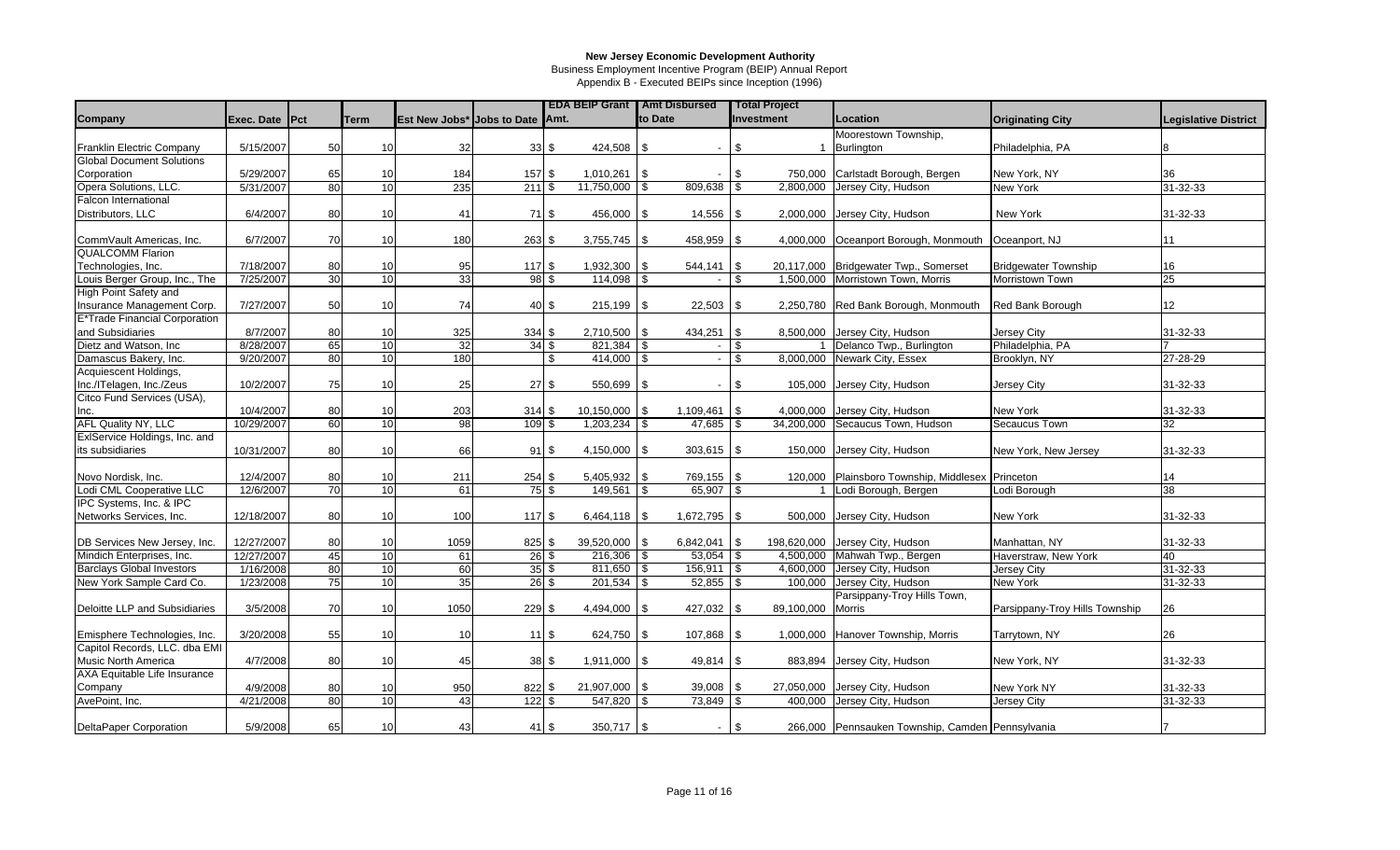# New Jersey Economic Development Authority

Business Employment Incentive Program (BEIP) Annual Report

Appendix B - Executed BEIPs since Inception (1996)

| Company | Exec. Date | Pct | Term | Est New Jobs* | Jobs to Date | EDA BEIP Grant Amt. | Amt Disbursed to Date | Total Project Investment | Location | Originating City | Legislative District |
|---|---|---|---|---|---|---|---|---|---|---|---|
| Franklin Electric Company | 5/15/2007 | 50 | 10 | 32 | 33 | $ 424,508 | $ - | $ 1 | Moorestown Township, Burlington | Philadelphia, PA | 8 |
| Global Document Solutions Corporation | 5/29/2007 | 65 | 10 | 184 | 157 | $ 1,010,261 | $ - | $ 750,000 | Carlstadt Borough, Bergen | New York, NY | 36 |
| Opera Solutions, LLC. | 5/31/2007 | 80 | 10 | 235 | 211 | $ 11,750,000 | $ 809,638 | $ 2,800,000 | Jersey City, Hudson | New York | 31-32-33 |
| Falcon International Distributors, LLC | 6/4/2007 | 80 | 10 | 41 | 71 | $ 456,000 | $ 14,556 | $ 2,000,000 | Jersey City, Hudson | New York | 31-32-33 |
| CommVault Americas, Inc. | 6/7/2007 | 70 | 10 | 180 | 263 | $ 3,755,745 | $ 458,959 | $ 4,000,000 | Oceanport Borough, Monmouth | Oceanport, NJ | 11 |
| QUALCOMM Flarion Technologies, Inc. | 7/18/2007 | 80 | 10 | 95 | 117 | $ 1,932,300 | $ 544,141 | $ 20,117,000 | Bridgewater Twp., Somerset | Bridgewater Township | 16 |
| Louis Berger Group, Inc., The | 7/25/2007 | 30 | 10 | 33 | 98 | $ 114,098 | $ - | $ 1,500,000 | Morristown Town, Morris | Morristown Town | 25 |
| High Point Safety and Insurance Management Corp. | 7/27/2007 | 50 | 10 | 74 | 40 | $ 215,199 | $ 22,503 | $ 2,250,780 | Red Bank Borough, Monmouth | Red Bank Borough | 12 |
| E*Trade Financial Corporation and Subsidiaries | 8/7/2007 | 80 | 10 | 325 | 334 | $ 2,710,500 | $ 434,251 | $ 8,500,000 | Jersey City, Hudson | Jersey City | 31-32-33 |
| Dietz and Watson, Inc | 8/28/2007 | 65 | 10 | 32 | 34 | $ 821,384 | $ - | $ 1 | Delanco Twp., Burlington | Philadelphia, PA | 7 |
| Damascus Bakery, Inc. | 9/20/2007 | 80 | 10 | 180 | | $ 414,000 | $ - | $ 8,000,000 | Newark City, Essex | Brooklyn, NY | 27-28-29 |
| Acquiescent Holdings, Inc./ITelagen, Inc./Zeus | 10/2/2007 | 75 | 10 | 25 | 27 | $ 550,699 | $ - | $ 105,000 | Jersey City, Hudson | Jersey City | 31-32-33 |
| Citco Fund Services (USA), Inc. | 10/4/2007 | 80 | 10 | 203 | 314 | $ 10,150,000 | $ 1,109,461 | $ 4,000,000 | Jersey City, Hudson | New York | 31-32-33 |
| AFL Quality NY, LLC | 10/29/2007 | 60 | 10 | 98 | 109 | $ 1,203,234 | $ 47,685 | $ 34,200,000 | Secaucus Town, Hudson | Secaucus Town | 32 |
| ExlService Holdings, Inc. and its subsidiaries | 10/31/2007 | 80 | 10 | 66 | 91 | $ 4,150,000 | $ 303,615 | $ 150,000 | Jersey City, Hudson | New York, New Jersey | 31-32-33 |
| Novo Nordisk, Inc. | 12/4/2007 | 80 | 10 | 211 | 254 | $ 5,405,932 | $ 769,155 | $ 120,000 | Plainsboro Township, Middlesex | Princeton | 14 |
| Lodi CML Cooperative LLC | 12/6/2007 | 70 | 10 | 61 | 75 | $ 149,561 | $ 65,907 | $ 1 | Lodi Borough, Bergen | Lodi Borough | 38 |
| IPC Systems, Inc. & IPC Networks Services, Inc. | 12/18/2007 | 80 | 10 | 100 | 117 | $ 6,464,118 | $ 1,672,795 | $ 500,000 | Jersey City, Hudson | New York | 31-32-33 |
| DB Services New Jersey, Inc. | 12/27/2007 | 80 | 10 | 1059 | 825 | $ 39,520,000 | $ 6,842,041 | $ 198,620,000 | Jersey City, Hudson | Manhattan, NY | 31-32-33 |
| Mindich Enterprises, Inc. | 12/27/2007 | 45 | 10 | 61 | 26 | $ 216,306 | $ 53,054 | $ 4,500,000 | Mahwah Twp., Bergen | Haverstraw, New York | 40 |
| Barclays Global Investors | 1/16/2008 | 80 | 10 | 60 | 35 | $ 811,650 | $ 156,911 | $ 4,600,000 | Jersey City, Hudson | Jersey City | 31-32-33 |
| New York Sample Card Co. | 1/23/2008 | 75 | 10 | 35 | 26 | $ 201,534 | $ 52,855 | $ 100,000 | Jersey City, Hudson | New York | 31-32-33 |
| Deloitte LLP and Subsidiaries | 3/5/2008 | 70 | 10 | 1050 | 229 | $ 4,494,000 | $ 427,032 | $ 89,100,000 | Parsippany-Troy Hills Town, Morris | Parsippany-Troy Hills Township | 26 |
| Emisphere Technologies, Inc. | 3/20/2008 | 55 | 10 | 10 | 11 | $ 624,750 | $ 107,868 | $ 1,000,000 | Hanover Township, Morris | Tarrytown, NY | 26 |
| Capitol Records, LLC. dba EMI Music North America | 4/7/2008 | 80 | 10 | 45 | 38 | $ 1,911,000 | $ 49,814 | $ 883,894 | Jersey City, Hudson | New York, NY | 31-32-33 |
| AXA Equitable Life Insurance Company | 4/9/2008 | 80 | 10 | 950 | 822 | $ 21,907,000 | $ 39,008 | $ 27,050,000 | Jersey City, Hudson | New York NY | 31-32-33 |
| AvePoint, Inc. | 4/21/2008 | 80 | 10 | 43 | 122 | $ 547,820 | $ 73,849 | $ 400,000 | Jersey City, Hudson | Jersey City | 31-32-33 |
| DeltaPaper Corporation | 5/9/2008 | 65 | 10 | 43 | 41 | $ 350,717 | $ - | $ 266,000 | Pennsauken Township, Camden | Pennsylvania | 7 |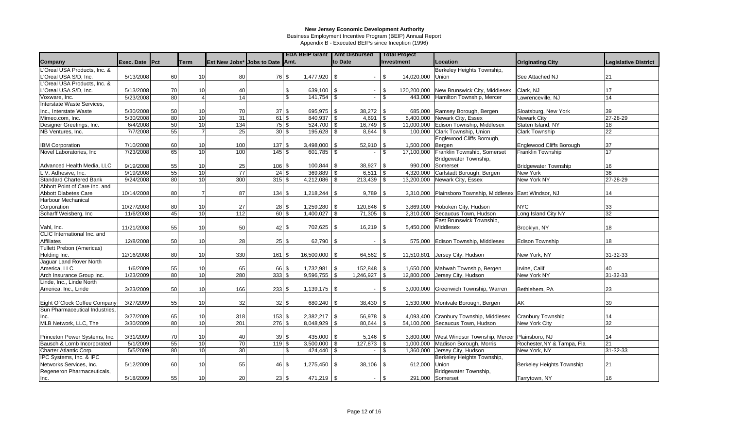# New Jersey Economic Development Authority

Business Employment Incentive Program (BEIP) Annual Report

Appendix B - Executed BEIPs since Inception (1996)

| Company | Exec. Date | Pct | Term | Est New Jobs* | Jobs to Date | EDA BEIP Grant Amt. | Amt Disbursed to Date | Total Project Investment | Location | Originating City | Legislative District |
|---|---|---|---|---|---|---|---|---|---|---|---|
| L'Oreal USA Products, Inc. & L'Oreal USA S/D, Inc. | 5/13/2008 | 60 | 10 | 80 | 76 | $ 1,477,920 | $ - | $ 14,020,000 | Berkeley Heights Township, Union | See Attached NJ | 21 |
| L'Oreal USA Products, Inc. & L'Oreal USA S/D, Inc. | 5/13/2008 | 70 | 10 | 40 | | $ 639,100 | $ - | $ 120,200,000 | New Brunswick City, Middlesex | Clark, NJ | 17 |
| Voxware, Inc. | 5/23/2008 | 80 | 4 | 14 | | $ 141,754 | $ - | $ 443,000 | Hamilton Township, Mercer | Lawrenceville, NJ | 14 |
| Interstate Waste Services, Inc., Interstate Waste | 5/30/2008 | 50 | 10 | 70 | 37 | $ 695,975 | $ 38,272 | $ 685,000 | Ramsey Borough, Bergen | Sloatsburg, New York | 39 |
| Mimeo.com, Inc. | 5/30/2008 | 80 | 10 | 31 | 61 | $ 840,937 | $ 4,691 | $ 5,400,000 | Newark City, Essex | Newark City | 27-28-29 |
| Designer Greetings, Inc. | 6/4/2008 | 50 | 10 | 134 | 75 | $ 524,700 | $ 16,749 | $ 11,000,000 | Edison Township, Middlesex | Staten Island, NY | 18 |
| NB Ventures, Inc. | 7/7/2008 | 55 | 7 | 25 | 30 | $ 195,628 | $ 8,644 | $ 100,000 | Clark Township, Union | Clark Township | 22 |
| IBM Corporation | 7/10/2008 | 60 | 10 | 100 | 137 | $ 3,498,000 | $ 52,910 | $ 1,500,000 | Englewood Cliffs Borough, Bergen | Englewood Cliffs Borough | 37 |
| Novel Laboratories, Inc | 7/23/2008 | 65 | 10 | 100 | 145 | $ 601,785 | $ - | $ 17,100,000 | Franklin Township, Somerset | Franklin Township | 17 |
| Advanced Health Media, LLC | 9/19/2008 | 55 | 10 | 25 | 106 | $ 100,844 | $ 38,927 | $ 990,000 | Bridgewater Township, Somerset | Bridgewater Township | 16 |
| L.V. Adhesive, Inc. | 9/19/2008 | 55 | 10 | 77 | 24 | $ 369,889 | $ 6,511 | $ 4,320,000 | Carlstadt Borough, Bergen | New York | 36 |
| Standard Chartered Bank | 9/24/2008 | 80 | 10 | 300 | 315 | $ 4,212,086 | $ 213,439 | $ 13,200,000 | Newark City, Essex | New York NY | 27-28-29 |
| Abbott Point of Care Inc. and Abbott Diabetes Care | 10/14/2008 | 80 | 7 | 87 | 134 | $ 1,218,244 | $ 9,789 | $ 3,310,000 | Plainsboro Township, Middlesex | East Windsor, NJ | 14 |
| Harbour Mechanical Corporation | 10/27/2008 | 80 | 10 | 27 | 28 | $ 1,259,280 | $ 120,846 | $ 3,869,000 | Hoboken City, Hudson | NYC | 33 |
| Scharff Weisberg, Inc | 11/6/2008 | 45 | 10 | 112 | 60 | $ 1,400,027 | $ 71,305 | $ 2,310,000 | Secaucus Town, Hudson | Long Island City NY | 32 |
| Vahl, Inc. | 11/21/2008 | 55 | 10 | 50 | 42 | $ 702,625 | $ 16,219 | $ 5,450,000 | East Brunswick Township, Middlesex | Brooklyn, NY | 18 |
| CLIC International Inc. and Affiliates | 12/8/2008 | 50 | 10 | 28 | 25 | $ 62,790 | $ - | $ 575,000 | Edison Township, Middlesex | Edison Township | 18 |
| Tullett Prebon (Americas) Holding Inc. | 12/16/2008 | 80 | 10 | 330 | 161 | $ 16,500,000 | $ 64,562 | $ 11,510,801 | Jersey City, Hudson | New York, NY | 31-32-33 |
| Jaguar Land Rover North America, LLC | 1/6/2009 | 55 | 10 | 65 | 66 | $ 1,732,981 | $ 152,848 | $ 1,650,000 | Mahwah Township, Bergen | Irvine, Calif | 40 |
| Arch Insurance Group Inc. | 1/23/2009 | 80 | 10 | 280 | 333 | $ 9,596,755 | $ 1,246,927 | $ 12,800,000 | Jersey City, Hudson | New York NY | 31-32-33 |
| Linde, Inc., Linde North America, Inc., Linde | 3/23/2009 | 50 | 10 | 166 | 233 | $ 1,139,175 | $ - | $ 3,000,000 | Greenwich Township, Warren | Bethlehem, PA | 23 |
| Eight O`Clock Coffee Company | 3/27/2009 | 55 | 10 | 32 | 32 | $ 680,240 | $ 38,430 | $ 1,530,000 | Montvale Borough, Bergen | AK | 39 |
| Sun Pharmaceutical Industries, Inc. | 3/27/2009 | 65 | 10 | 318 | 153 | $ 2,382,217 | $ 56,978 | $ 4,093,400 | Cranbury Township, Middlesex | Cranbury Township | 14 |
| MLB Network, LLC, The | 3/30/2009 | 80 | 10 | 201 | 276 | $ 8,048,929 | $ 80,644 | $ 54,100,000 | Secaucus Town, Hudson | New York City | 32 |
| Princeton Power Systems, Inc. | 3/31/2009 | 70 | 10 | 40 | 39 | $ 435,000 | $ 5,146 | $ 3,800,000 | West Windsor Township, Mercer | Plainsboro, NJ | 14 |
| Bausch & Lomb Incorporated | 5/1/2009 | 55 | 10 | 70 | 119 | $ 3,500,000 | $ 127,873 | $ 1,000,000 | Madison Borough, Morris | Rochester,NY & Tampa, Fla | 21 |
| Charter Atlantic Corp. | 5/5/2009 | 80 | 10 | 30 | | $ 424,440 | $ - | $ 1,360,000 | Jersey City, Hudson | New York, NY | 31-32-33 |
| IPC Systems, Inc. & IPC Networks Services, Inc. | 5/12/2009 | 60 | 10 | 55 | 46 | $ 1,275,450 | $ 38,106 | $ 612,000 | Berkeley Heights Township, Union | Berkeley Heights Township | 21 |
| Regeneron Pharmaceuticals, Inc. | 5/18/2009 | 55 | 10 | 20 | 23 | $ 471,219 | $ - | $ 291,000 | Bridgewater Township, Somerset | Tarrytown, NY | 16 |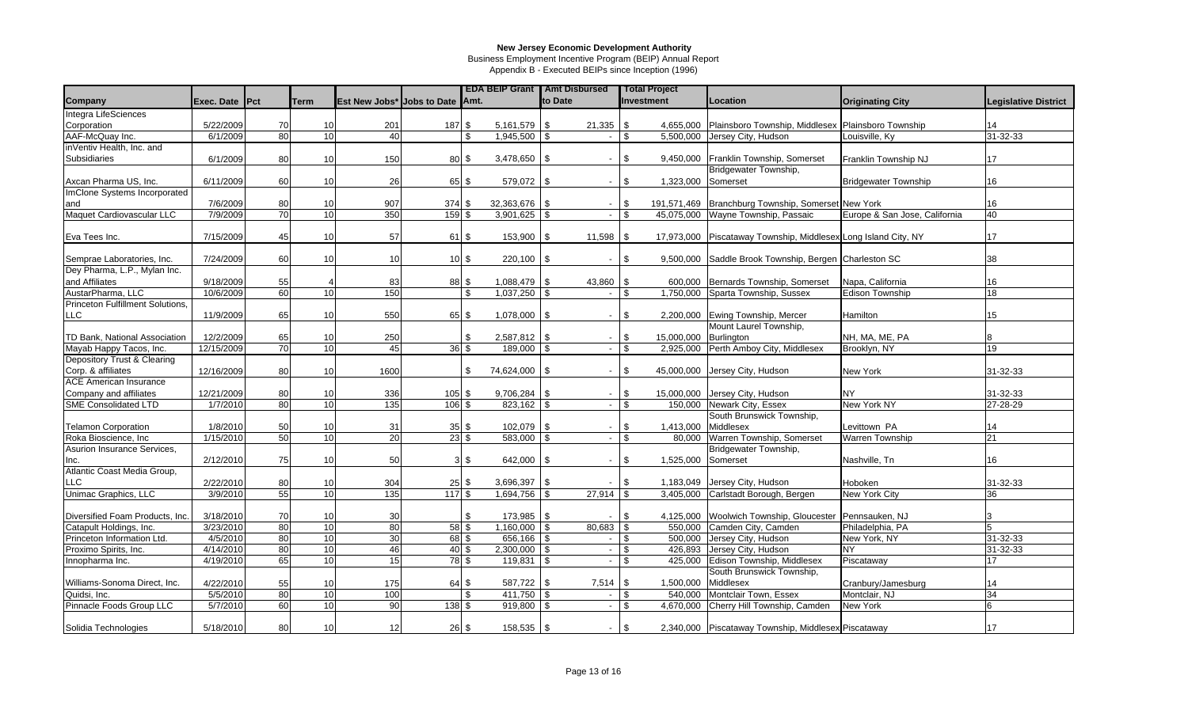# New Jersey Economic Development Authority

Business Employment Incentive Program (BEIP) Annual Report

Appendix B - Executed BEIPs since Inception (1996)

| Company | Exec. Date | Pct | Term | Est New Jobs* | Jobs to Date | EDA BEIP Grant Amt. | Amt Disbursed to Date | Total Project Investment | Location | Originating City | Legislative District |
|---|---|---|---|---|---|---|---|---|---|---|---|
| Integra LifeSciences Corporation | 5/22/2009 | 70 | 10 | 201 | 187 | $ 5,161,579 | $ 21,335 | $ 4,655,000 | Plainsboro Township, Middlesex | Plainsboro Township | 14 |
| AAF-McQuay Inc. | 6/1/2009 | 80 | 10 | 40 | | $ 1,945,500 | $ - | $ 5,500,000 | Jersey City, Hudson | Louisville, Ky | 31-32-33 |
| inVentiv Health, Inc. and Subsidiaries | 6/1/2009 | 80 | 10 | 150 | 80 | $ 3,478,650 | $ - | $ 9,450,000 | Franklin Township, Somerset | Franklin Township NJ | 17 |
| Axcan Pharma US, Inc. | 6/11/2009 | 60 | 10 | 26 | 65 | $ 579,072 | $ - | $ 1,323,000 | Bridgewater Township, Somerset | Bridgewater Township | 16 |
| ImClone Systems Incorporated and | 7/6/2009 | 80 | 10 | 907 | 374 | $ 32,363,676 | $ - | $ 191,571,469 | Branchburg Township, Somerset | New York | 16 |
| Maquet Cardiovascular LLC | 7/9/2009 | 70 | 10 | 350 | 159 | $ 3,901,625 | $ - | $ 45,075,000 | Wayne Township, Passaic | Europe & San Jose, California | 40 |
| Eva Tees Inc. | 7/15/2009 | 45 | 10 | 57 | 61 | $ 153,900 | $ 11,598 | $ 17,973,000 | Piscataway Township, Middlesex | Long Island City, NY | 17 |
| Semprae Laboratories, Inc. | 7/24/2009 | 60 | 10 | 10 | 10 | $ 220,100 | $ - | $ 9,500,000 | Saddle Brook Township, Bergen | Charleston SC | 38 |
| Dey Pharma, L.P., Mylan Inc. and Affiliates | 9/18/2009 | 55 | 4 | 83 | 88 | $ 1,088,479 | $ 43,860 | $ 600,000 | Bernards Township, Somerset | Napa, California | 16 |
| AustarPharma, LLC | 10/6/2009 | 60 | 10 | 150 | | $ 1,037,250 | $ - | $ 1,750,000 | Sparta Township, Sussex | Edison Township | 18 |
| Princeton Fulfillment Solutions, LLC | 11/9/2009 | 65 | 10 | 550 | 65 | $ 1,078,000 | $ - | $ 2,200,000 | Ewing Township, Mercer | Hamilton | 15 |
| TD Bank, National Association | 12/2/2009 | 65 | 10 | 250 | | $ 2,587,812 | $ - | $ 15,000,000 | Mount Laurel Township, Burlington | NH, MA, ME, PA | 8 |
| Mayab Happy Tacos, Inc. | 12/15/2009 | 70 | 10 | 45 | 36 | $ 189,000 | $ - | $ 2,925,000 | Perth Amboy City, Middlesex | Brooklyn, NY | 19 |
| Depository Trust & Clearing Corp. & affiliates | 12/16/2009 | 80 | 10 | 1600 | | $ 74,624,000 | $ - | $ 45,000,000 | Jersey City, Hudson | New York | 31-32-33 |
| ACE American Insurance Company and affiliates | 12/21/2009 | 80 | 10 | 336 | 105 | $ 9,706,284 | $ - | $ 15,000,000 | Jersey City, Hudson | NY | 31-32-33 |
| SME Consolidated LTD | 1/7/2010 | 80 | 10 | 135 | 106 | $ 823,162 | $ - | $ 150,000 | Newark City, Essex | New York NY | 27-28-29 |
| Telamon Corporation | 1/8/2010 | 50 | 10 | 31 | 35 | $ 102,079 | $ - | $ 1,413,000 | South Brunswick Township, Middlesex | Levittown PA | 14 |
| Roka Bioscience, Inc | 1/15/2010 | 50 | 10 | 20 | 23 | $ 583,000 | $ - | $ 80,000 | Warren Township, Somerset | Warren Township | 21 |
| Asurion Insurance Services, Inc. | 2/12/2010 | 75 | 10 | 50 | 3 | $ 642,000 | $ - | $ 1,525,000 | Bridgewater Township, Somerset | Nashville, Tn | 16 |
| Atlantic Coast Media Group, LLC | 2/22/2010 | 80 | 10 | 304 | 25 | $ 3,696,397 | $ - | $ 1,183,049 | Jersey City, Hudson | Hoboken | 31-32-33 |
| Unimac Graphics, LLC | 3/9/2010 | 55 | 10 | 135 | 117 | $ 1,694,756 | $ 27,914 | $ 3,405,000 | Carlstadt Borough, Bergen | New York City | 36 |
| Diversified Foam Products, Inc. | 3/18/2010 | 70 | 10 | 30 | | $ 173,985 | $ - | $ 4,125,000 | Woolwich Township, Gloucester | Pennsauken, NJ | 3 |
| Catapult Holdings, Inc. | 3/23/2010 | 80 | 10 | 80 | 58 | $ 1,160,000 | $ 80,683 | $ 550,000 | Camden City, Camden | Philadelphia, PA | 5 |
| Princeton Information Ltd. | 4/5/2010 | 80 | 10 | 30 | 68 | $ 656,166 | $ - | $ 500,000 | Jersey City, Hudson | New York, NY | 31-32-33 |
| Proximo Spirits, Inc. | 4/14/2010 | 80 | 10 | 46 | 40 | $ 2,300,000 | $ - | $ 426,893 | Jersey City, Hudson | NY | 31-32-33 |
| Innopharma Inc. | 4/19/2010 | 65 | 10 | 15 | 78 | $ 119,831 | $ - | $ 425,000 | Edison Township, Middlesex | Piscataway | 17 |
| Williams-Sonoma Direct, Inc. | 4/22/2010 | 55 | 10 | 175 | 64 | $ 587,722 | $ 7,514 | $ 1,500,000 | South Brunswick Township, Middlesex | Cranbury/Jamesburg | 14 |
| Quidsi, Inc. | 5/5/2010 | 80 | 10 | 100 | | $ 411,750 | $ - | $ 540,000 | Montclair Town, Essex | Montclair, NJ | 34 |
| Pinnacle Foods Group LLC | 5/7/2010 | 60 | 10 | 90 | 138 | $ 919,800 | $ - | $ 4,670,000 | Cherry Hill Township, Camden | New York | 6 |
| Solidia Technologies | 5/18/2010 | 80 | 10 | 12 | 26 | $ 158,535 | $ - | $ 2,340,000 | Piscataway Township, Middlesex | Piscataway | 17 |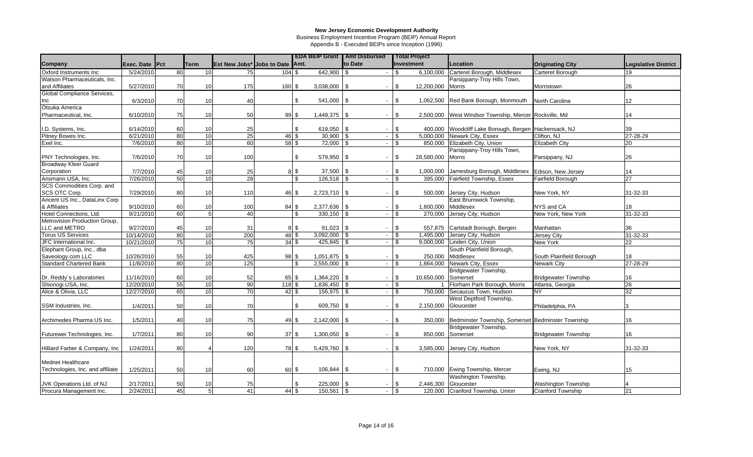# New Jersey Economic Development Authority

Business Employment Incentive Program (BEIP) Annual Report

Appendix B - Executed BEIPs since Inception (1996)

| Company | Exec. Date | Pct | Term | Est New Jobs* | Jobs to Date | EDA BEIP Grant Amt. | Amt Disbursed to Date | Total Project Investment | Location | Originating City | Legislative District |
|---|---|---|---|---|---|---|---|---|---|---|---|
| Oxford Instruments Inc | 5/24/2010 | 80 | 10 | 75 | 104 | $ 642,900 | $ - | $ 6,100,000 | Carteret Borough, Middlesex | Carteret Borough | 19 |
| Watson Pharmaceuticals, Inc. and Affiliates | 5/27/2010 | 70 | 10 | 175 | 160 | $ 3,038,000 | $ - | $ 12,200,000 | Parsippany-Troy Hills Town, Morris | Morristown | 26 |
| Global Compliance Services, Inc | 6/3/2010 | 70 | 10 | 40 | | $ 541,000 | $ - | $ 1,062,500 | Red Bank Borough, Monmouth | North Carolina | 12 |
| Otsuka America Pharmaceutical, Inc. | 6/10/2010 | 75 | 10 | 50 | 99 | $ 1,449,375 | $ - | $ 2,500,000 | West Windsor Township, Mercer | Rockville, Md | 14 |
| I.D. Systems, Inc. | 6/14/2010 | 60 | 10 | 25 | | $ 619,050 | $ - | $ 400,000 | Woodcliff Lake Borough, Bergen | Hackensack, NJ | 39 |
| Pitney Bowes Inc. | 6/21/2010 | 80 | 10 | 25 | 46 | $ 30,900 | $ - | $ 5,000,000 | Newark City, Essex | Clifton, NJ | 27-28-29 |
| Exel Inc. | 7/6/2010 | 80 | 10 | 60 | 58 | $ 72,000 | $ - | $ 850,000 | Elizabeth City, Union | Elizabeth City | 20 |
| PNY Technologies, Inc. | 7/6/2010 | 70 | 10 | 100 | | $ 579,950 | $ - | $ 28,580,000 | Parsippany-Troy Hills Town, Morris | Parsippany, NJ | 26 |
| Broadway Kleer Guard Corporation | 7/7/2010 | 45 | 10 | 25 | 8 | $ 37,500 | $ - | $ 1,000,000 | Jamesburg Borough, Middlesex | Edison, New Jersey | 14 |
| Ansmann USA, Inc. | 7/26/2010 | 50 | 10 | 28 | | $ 126,518 | $ - | $ 395,000 | Fairfield Township, Essex | Fairfield Borough | 27 |
| SCS Commodities Corp. and SCS OTC Corp. | 7/29/2010 | 80 | 10 | 110 | 46 | $ 2,723,710 | $ - | $ 500,000 | Jersey City, Hudson | New York, NY | 31-32-33 |
| Aricent US Inc., DataLinx Corp & Affiliates | 9/10/2010 | 60 | 10 | 100 | 84 | $ 2,377,636 | $ - | $ 1,600,000 | East Brunswick Township, Middlesex | NYS and CA | 18 |
| Hotel Connections, Ltd. | 9/21/2010 | 60 | 5 | 40 | | $ 330,150 | $ - | $ 270,000 | Jersey City, Hudson | New York, New York | 31-32-33 |
| Metrovision Production Group, LLC and METRO | 9/27/2010 | 45 | 10 | 31 | 8 | $ 91,023 | $ - | $ 557,875 | Carlstadt Borough, Bergen | Manhattan | 36 |
| Torus US Services | 10/14/2010 | 80 | 10 | 200 | 48 | $ 3,092,000 | $ - | $ 1,495,000 | Jersey City, Hudson | Jersey City | 31-32-33 |
| JFC International Inc. | 10/21/2010 | 75 | 10 | 75 | 34 | $ 425,845 | $ - | $ 9,000,000 | Linden City, Union | New York | 22 |
| Elephant Group, Inc., dba Saveology.com LLC | 10/26/2010 | 55 | 10 | 425 | 98 | $ 1,051,875 | $ - | $ 250,000 | South Plainfield Borough, Middlesex | South Plainfield Borough | 18 |
| Standard Chartered Bank | 11/8/2010 | 80 | 10 | 125 | | $ 2,555,000 | $ - | $ 1,864,000 | Newark City, Essex | Newark City | 27-28-29 |
| Dr. Reddy`s Laboratories | 11/16/2010 | 60 | 10 | 52 | 65 | $ 1,364,220 | $ - | $ 10,650,000 | Bridgewater Township, Somerset | Bridgewater Township | 16 |
| Shionogi USA, Inc. | 12/20/2010 | 55 | 10 | 90 | 118 | $ 1,836,450 | $ - | $ 1 | Florham Park Borough, Morris | Atlanta, Georgia | 26 |
| Alice & Olivia, LLC | 12/27/2010 | 65 | 10 | 70 | 42 | $ 156,975 | $ - | $ 750,000 | Secaucus Town, Hudson | NY | 32 |
| SSM Industries, Inc. | 1/4/2011 | 50 | 10 | 70 | | $ 609,750 | $ - | $ 2,150,000 | West Deptford Township, Gloucester | Philadelphia, PA | 3 |
| Archimedes Pharma US Inc. | 1/5/2011 | 40 | 10 | 75 | 49 | $ 2,142,000 | $ - | $ 350,000 | Bedminster Township, Somerset | Bedminster Township | 16 |
| Futurewei Technologies, Inc. | 1/7/2011 | 80 | 10 | 90 | 37 | $ 1,300,050 | $ - | $ 850,000 | Bridgewater Township, Somerset | Bridgewater Township | 16 |
| Hilliard Farber & Company, Inc | 1/24/2011 | 80 | 4 | 120 | 78 | $ 5,429,760 | $ - | $ 3,585,000 | Jersey City, Hudson | New York, NY | 31-32-33 |
| Mednet Healthcare Technologies, Inc. and affiliate | 1/25/2011 | 50 | 10 | 60 | 60 | $ 106,844 | $ - | $ 710,000 | Ewing Township, Mercer | Ewing, NJ | 15 |
| JVK Operations Ltd. of NJ | 2/17/2011 | 50 | 10 | 75 | | $ 225,000 | $ - | $ 2,446,300 | Washington Township, Gloucester | Washington Township | 4 |
| Procura Management Inc. | 2/24/2011 | 45 | 5 | 41 | 44 | $ 150,561 | $ - | $ 120,000 | Cranford Township, Union | Cranford Township | 21 |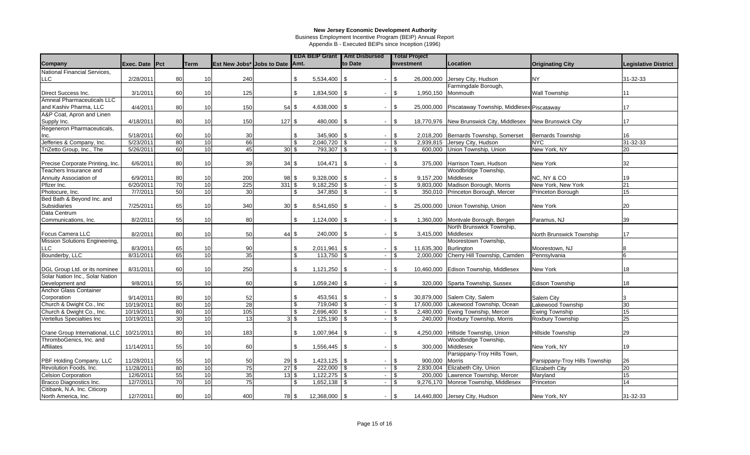# New Jersey Economic Development Authority

Business Employment Incentive Program (BEIP) Annual Report

Appendix B - Executed BEIPs since Inception (1996)

| Company | Exec. Date | Pct | Term | Est New Jobs* | Jobs to Date | EDA BEIP Grant Amt. | Amt Disbursed to Date | Total Project Investment | Location | Originating City | Legislative District |
|---|---|---|---|---|---|---|---|---|---|---|---|
| National Financial Services, LLC | 2/28/2011 | 80 | 10 | 240 | | $ 5,534,400 | $ - | $ 26,000,000 | Jersey City, Hudson | NY | 31-32-33 |
| Direct Success Inc. | 3/1/2011 | 60 | 10 | 125 | | $ 1,834,500 | $ - | $ 1,950,150 | Farmingdale Borough, Monmouth | Wall Township | 11 |
| Amneal Pharmaceuticals LLC and Kashiv Pharma, LLC | 4/4/2011 | 80 | 10 | 150 | 54 | $ 4,638,000 | $ - | $ 25,000,000 | Piscataway Township, Middlesex | Piscataway | 17 |
| A&P Coat, Apron and Linen Supply Inc. | 4/18/2011 | 80 | 10 | 150 | 127 | $ 480,000 | $ - | $ 18,770,976 | New Brunswick City, Middlesex | New Brunswick City | 17 |
| Regeneron Pharmaceuticals, Inc. | 5/18/2011 | 60 | 10 | 30 | | $ 345,900 | $ - | $ 2,018,200 | Bernards Township, Somerset | Bernards Township | 16 |
| Jefferies & Company, Inc. | 5/23/2011 | 80 | 10 | 66 | | $ 2,040,720 | $ - | $ 2,939,815 | Jersey City, Hudson | NYC | 31-32-33 |
| TriZetto Group, Inc., The | 5/26/2011 | 60 | 10 | 45 | 30 | $ 793,307 | $ - | $ 600,000 | Union Township, Union | New York, NY | 20 |
| Precise Corporate Printing, Inc. | 6/6/2011 | 80 | 10 | 39 | 34 | $ 104,471 | $ - | $ 375,000 | Harrison Town, Hudson | New York | 32 |
| Teachers Insurance and Annuity Association of | 6/9/2011 | 80 | 10 | 200 | 98 | $ 9,328,000 | $ - | $ 9,157,200 | Woodbridge Township, Middlesex | NC, NY & CO | 19 |
| Pfizer Inc. | 6/20/2011 | 70 | 10 | 225 | 331 | $ 9,182,250 | $ - | $ 9,803,000 | Madison Borough, Morris | New York, New York | 21 |
| Photocure, Inc. | 7/7/2011 | 50 | 10 | 30 | | $ 347,850 | $ - | $ 350,010 | Princeton Borough, Mercer | Princeton Borough | 15 |
| Bed Bath & Beyond Inc. and Subsidiaries | 7/25/2011 | 65 | 10 | 340 | 30 | $ 8,541,650 | $ - | $ 25,000,000 | Union Township, Union | New York | 20 |
| Data Centrum Communications, Inc. | 8/2/2011 | 55 | 10 | 80 | | $ 1,124,000 | $ - | $ 1,360,000 | Montvale Borough, Bergen | Paramus, NJ | 39 |
| Focus Camera LLC | 8/2/2011 | 80 | 10 | 50 | 44 | $ 240,000 | $ - | $ 3,415,000 | North Brunswick Township, Middlesex | North Brunswick Township | 17 |
| Mission Solutions Engineering, LLC | 8/3/2011 | 65 | 10 | 90 | | $ 2,011,961 | $ - | $ 11,635,300 | Moorestown Township, Burlington | Moorestown, NJ | 8 |
| Bounderby, LLC | 8/31/2011 | 65 | 10 | 35 | | $ 113,750 | $ - | $ 2,000,000 | Cherry Hill Township, Camden | Pennsylvania | 6 |
| DGL Group Ltd. or its nominee | 8/31/2011 | 60 | 10 | 250 | | $ 1,121,250 | $ - | $ 10,460,000 | Edison Township, Middlesex | New York | 18 |
| Solar Nation Inc., Solar Nation Development and | 9/8/2011 | 55 | 10 | 60 | | $ 1,059,240 | $ - | $ 320,000 | Sparta Township, Sussex | Edison Township | 18 |
| Anchor Glass Container Corporation | 9/14/2011 | 80 | 10 | 52 | | $ 453,561 | $ - | $ 30,879,000 | Salem City, Salem | Salem City | 3 |
| Church & Dwight Co., Inc | 10/19/2011 | 80 | 10 | 28 | | $ 719,040 | $ - | $ 17,600,000 | Lakewood Township, Ocean | Lakewood Township | 30 |
| Church & Dwight Co., Inc. | 10/19/2011 | 80 | 10 | 105 | | $ 2,696,400 | $ - | $ 2,480,000 | Ewing Township, Mercer | Ewing Township | 15 |
| Vertellus Specialties Inc | 10/19/2011 | 30 | 10 | 13 | 3 | $ 125,190 | $ - | $ 240,000 | Roxbury Township, Morris | Roxbury Township | 25 |
| Crane Group International, LLC | 10/21/2011 | 80 | 10 | 183 | | $ 1,007,964 | $ - | $ 4,250,000 | Hillside Township, Union | Hillside Township | 29 |
| ThromboGenics, Inc. and Affiliates | 11/14/2011 | 55 | 10 | 60 | | $ 1,556,445 | $ - | $ 300,000 | Woodbridge Township, Middlesex | New York, NY | 19 |
| PBF Holding Company, LLC | 11/28/2011 | 55 | 10 | 50 | 29 | $ 1,423,125 | $ - | $ 900,000 | Parsippany-Troy Hills Town, Morris | Parsippany-Troy Hills Township | 26 |
| Revolution Foods, Inc. | 11/28/2011 | 80 | 10 | 75 | 27 | $ 222,000 | $ - | $ 2,830,004 | Elizabeth City, Union | Elizabeth City | 20 |
| Celsion Corporation | 12/6/2011 | 55 | 10 | 35 | 13 | $ 1,122,275 | $ - | $ 200,000 | Lawrence Township, Mercer | Maryland | 15 |
| Bracco Diagnostics Inc. | 12/7/2011 | 70 | 10 | 75 | | $ 1,652,138 | $ - | $ 9,276,170 | Monroe Township, Middlesex | Princeton | 14 |
| Citibank, N.A. Inc. Citicorp North America, Inc. | 12/7/2011 | 80 | 10 | 400 | 78 | $ 12,368,000 | $ - | $ 14,440,800 | Jersey City, Hudson | New York, NY | 31-32-33 |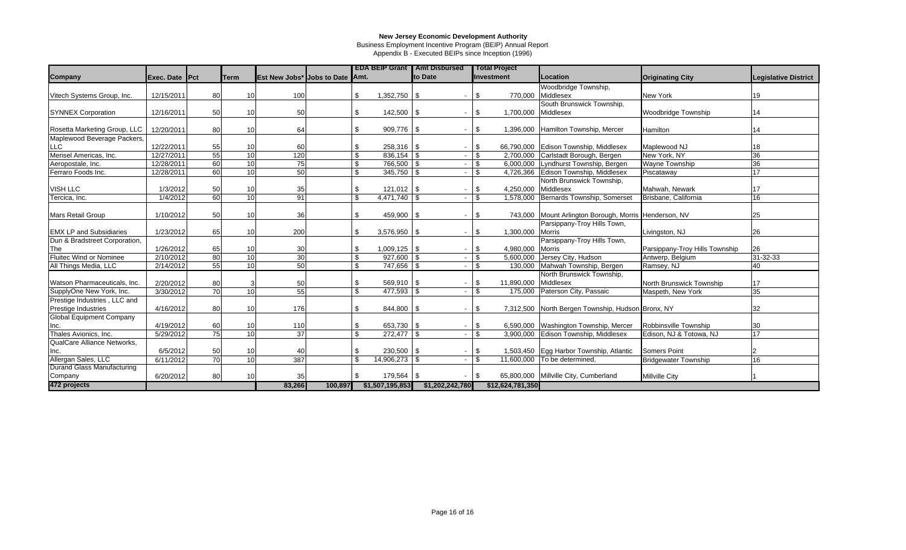**New Jersey Economic Development Authority**
Business Employment Incentive Program (BEIP) Annual Report
Appendix B - Executed BEIPs since Inception (1996)

| Company | Exec. Date | Pct | Term | Est New Jobs* | Jobs to Date | EDA BEIP Grant Amt. | Amt Disbursed to Date | Total Project Investment | Location | Originating City | Legislative District |
|---|---|---|---|---|---|---|---|---|---|---|---|
| Vitech Systems Group, Inc. | 12/15/2011 | 80 | 10 | 100 | | $ 1,352,750 | $ - | $ 770,000 | Woodbridge Township, Middlesex | New York | 19 |
| SYNNEX Corporation | 12/16/2011 | 50 | 10 | 50 | | $ 142,500 | $ - | $ 1,700,000 | South Brunswick Township, Middlesex | Woodbridge Township | 14 |
| Rosetta Marketing Group, LLC | 12/20/2011 | 80 | 10 | 64 | | $ 909,776 | $ - | $ 1,396,000 | Hamilton Township, Mercer | Hamilton | 14 |
| Maplewood Beverage Packers, LLC | 12/22/2011 | 55 | 10 | 60 | | $ 258,316 | $ - | $ 66,790,000 | Edison Township, Middlesex | Maplewood NJ | 18 |
| Merisel Americas, Inc. | 12/27/2011 | 55 | 10 | 120 | | $ 836,154 | $ - | $ 2,700,000 | Carlstadt Borough, Bergen | New York, NY | 36 |
| Aeropostale, Inc. | 12/28/2011 | 60 | 10 | 75 | | $ 766,500 | $ - | $ 6,000,000 | Lyndhurst Township, Bergen | Wayne Township | 36 |
| Ferraro Foods Inc. | 12/28/2011 | 60 | 10 | 50 | | $ 345,750 | $ - | $ 4,726,366 | Edison Township, Middlesex | Piscataway | 17 |
| VISH LLC | 1/3/2012 | 50 | 10 | 35 | | $ 121,012 | $ - | $ 4,250,000 | North Brunswick Township, Middlesex | Mahwah, Newark | 17 |
| Tercica, Inc. | 1/4/2012 | 60 | 10 | 91 | | $ 4,471,740 | $ - | $ 1,578,000 | Bernards Township, Somerset | Brisbane, California | 16 |
| Mars Retail Group | 1/10/2012 | 50 | 10 | 36 | | $ 459,900 | $ - | $ 743,000 | Mount Arlington Borough, Morris | Henderson, NV | 25 |
| EMX LP and Subsidiaries | 1/23/2012 | 65 | 10 | 200 | | $ 3,576,950 | $ - | $ 1,300,000 | Parsippany-Troy Hills Town, Morris | Livingston, NJ | 26 |
| Dun & Bradstreet Corporation, The | 1/26/2012 | 65 | 10 | 30 | | $ 1,009,125 | $ - | $ 4,980,000 | Parsippany-Troy Hills Town, Morris | Parsippany-Troy Hills Township | 26 |
| Fluitec Wind or Nominee | 2/10/2012 | 80 | 10 | 30 | | $ 927,600 | $ - | $ 5,600,000 | Jersey City, Hudson | Antwerp, Belgium | 31-32-33 |
| All Things Media, LLC | 2/14/2012 | 55 | 10 | 50 | | $ 747,656 | $ - | $ 130,000 | Mahwah Township, Bergen | Ramsey, NJ | 40 |
| Watson Pharmaceuticals, Inc. | 2/20/2012 | 80 | 3 | 50 | | $ 569,910 | $ - | $ 11,890,000 | North Brunswick Township, Middlesex | North Brunswick Township | 17 |
| SupplyOne New York, Inc. | 3/30/2012 | 70 | 10 | 55 | | $ 477,593 | $ - | $ 175,000 | Paterson City, Passaic | Maspeth, New York | 35 |
| Prestige Industries , LLC and Prestige Industries | 4/16/2012 | 80 | 10 | 176 | | $ 844,800 | $ - | $ 7,312,500 | North Bergen Township, Hudson | Bronx, NY | 32 |
| Global Equipment Company Inc. | 4/19/2012 | 60 | 10 | 110 | | $ 653,730 | $ - | $ 6,590,000 | Washington Township, Mercer | Robbinsville Township | 30 |
| Thales Avionics, Inc. | 5/29/2012 | 75 | 10 | 37 | | $ 272,477 | $ - | $ 3,900,000 | Edison Township, Middlesex | Edison, NJ & Totowa, NJ | 17 |
| QualCare Alliance Networks, Inc. | 6/5/2012 | 50 | 10 | 40 | | $ 230,500 | $ - | $ 1,503,450 | Egg Harbor Township, Atlantic | Somers Point | 2 |
| Allergan Sales, LLC | 6/11/2012 | 70 | 10 | 387 | | $ 14,906,273 | $ - | $ 11,600,000 | To be determined, | Bridgewater Township | 16 |
| Durand Glass Manufacturing Company | 6/20/2012 | 80 | 10 | 35 | | $ 179,564 | $ - | $ 65,800,000 | Millville City, Cumberland | Millville City | 1 |
| **472 projects** | | | | **83,266** | **100,897** | **$1,507,195,853** | **$1,202,242,780** | **$12,624,781,350** | | | |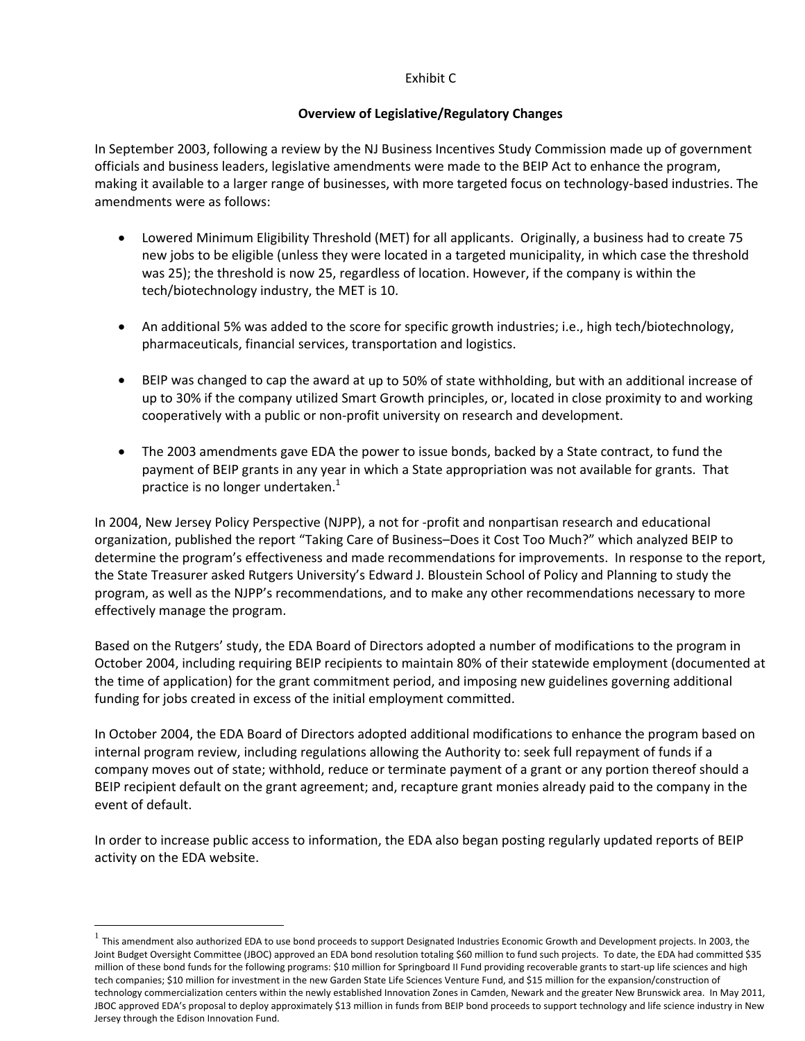Exhibit C

## Overview of Legislative/Regulatory Changes

In September 2003, following a review by the NJ Business Incentives Study Commission made up of government officials and business leaders, legislative amendments were made to the BEIP Act to enhance the program, making it available to a larger range of businesses, with more targeted focus on technology-based industries. The amendments were as follows:

- Lowered Minimum Eligibility Threshold (MET) for all applicants. Originally, a business had to create 75 new jobs to be eligible (unless they were located in a targeted municipality, in which case the threshold was 25); the threshold is now 25, regardless of location. However, if the company is within the tech/biotechnology industry, the MET is 10.

- An additional 5% was added to the score for specific growth industries; i.e., high tech/biotechnology, pharmaceuticals, financial services, transportation and logistics.

- BEIP was changed to cap the award at up to 50% of state withholding, but with an additional increase of up to 30% if the company utilized Smart Growth principles, or, located in close proximity to and working cooperatively with a public or non-profit university on research and development.

- The 2003 amendments gave EDA the power to issue bonds, backed by a State contract, to fund the payment of BEIP grants in any year in which a State appropriation was not available for grants. That practice is no longer undertaken.[1]

In 2004, New Jersey Policy Perspective (NJPP), a not for -profit and nonpartisan research and educational organization, published the report "Taking Care of Business–Does it Cost Too Much?" which analyzed BEIP to determine the program's effectiveness and made recommendations for improvements. In response to the report, the State Treasurer asked Rutgers University's Edward J. Bloustein School of Policy and Planning to study the program, as well as the NJPP's recommendations, and to make any other recommendations necessary to more effectively manage the program.

Based on the Rutgers' study, the EDA Board of Directors adopted a number of modifications to the program in October 2004, including requiring BEIP recipients to maintain 80% of their statewide employment (documented at the time of application) for the grant commitment period, and imposing new guidelines governing additional funding for jobs created in excess of the initial employment committed.

In October 2004, the EDA Board of Directors adopted additional modifications to enhance the program based on internal program review, including regulations allowing the Authority to: seek full repayment of funds if a company moves out of state; withhold, reduce or terminate payment of a grant or any portion thereof should a BEIP recipient default on the grant agreement; and, recapture grant monies already paid to the company in the event of default.

In order to increase public access to information, the EDA also began posting regularly updated reports of BEIP activity on the EDA website.

---

[1] This amendment also authorized EDA to use bond proceeds to support Designated Industries Economic Growth and Development projects. In 2003, the Joint Budget Oversight Committee (JBOC) approved an EDA bond resolution totaling $60 million to fund such projects. To date, the EDA had committed $35 million of these bond funds for the following programs: $10 million for Springboard II Fund providing recoverable grants to start-up life sciences and high tech companies; $10 million for investment in the new Garden State Life Sciences Venture Fund, and $15 million for the expansion/construction of technology commercialization centers within the newly established Innovation Zones in Camden, Newark and the greater New Brunswick area. In May 2011, JBOC approved EDA's proposal to deploy approximately $13 million in funds from BEIP bond proceeds to support technology and life science industry in New Jersey through the Edison Innovation Fund.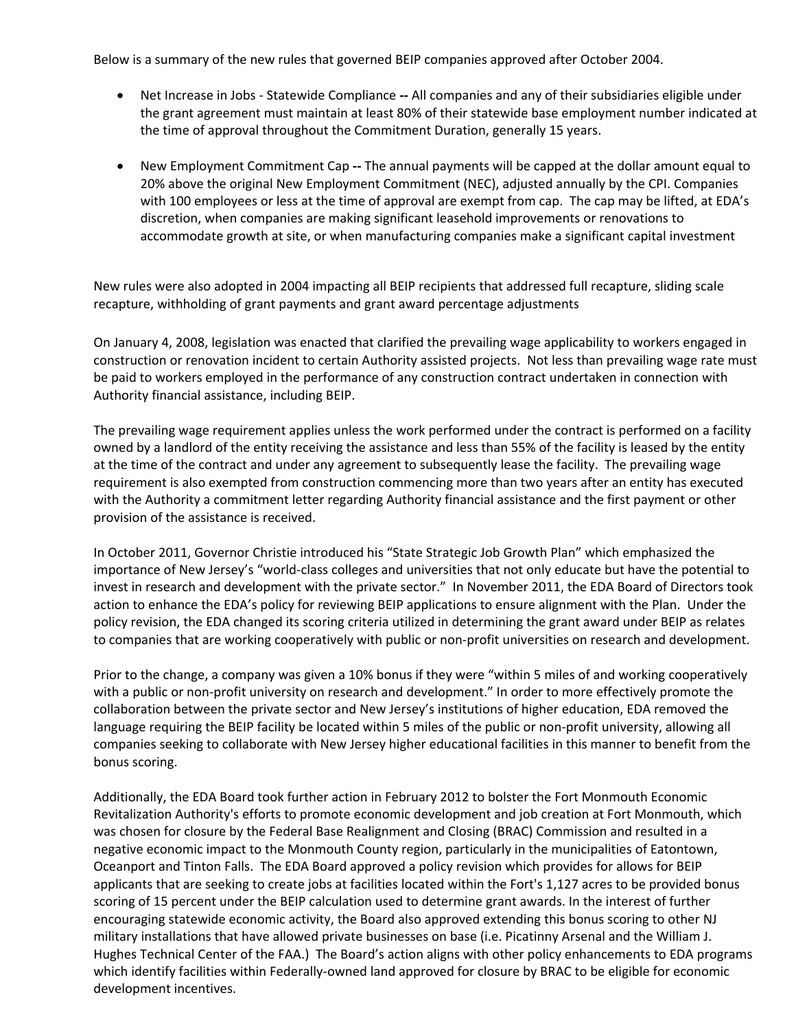Below is a summary of the new rules that governed BEIP companies approved after October 2004.

- Net Increase in Jobs - Statewide Compliance **--** All companies and any of their subsidiaries eligible under the grant agreement must maintain at least 80% of their statewide base employment number indicated at the time of approval throughout the Commitment Duration, generally 15 years.
- New Employment Commitment Cap **--** The annual payments will be capped at the dollar amount equal to 20% above the original New Employment Commitment (NEC), adjusted annually by the CPI. Companies with 100 employees or less at the time of approval are exempt from cap. The cap may be lifted, at EDA's discretion, when companies are making significant leasehold improvements or renovations to accommodate growth at site, or when manufacturing companies make a significant capital investment

New rules were also adopted in 2004 impacting all BEIP recipients that addressed full recapture, sliding scale recapture, withholding of grant payments and grant award percentage adjustments

On January 4, 2008, legislation was enacted that clarified the prevailing wage applicability to workers engaged in construction or renovation incident to certain Authority assisted projects. Not less than prevailing wage rate must be paid to workers employed in the performance of any construction contract undertaken in connection with Authority financial assistance, including BEIP.

The prevailing wage requirement applies unless the work performed under the contract is performed on a facility owned by a landlord of the entity receiving the assistance and less than 55% of the facility is leased by the entity at the time of the contract and under any agreement to subsequently lease the facility. The prevailing wage requirement is also exempted from construction commencing more than two years after an entity has executed with the Authority a commitment letter regarding Authority financial assistance and the first payment or other provision of the assistance is received.

In October 2011, Governor Christie introduced his "State Strategic Job Growth Plan" which emphasized the importance of New Jersey's "world-class colleges and universities that not only educate but have the potential to invest in research and development with the private sector." In November 2011, the EDA Board of Directors took action to enhance the EDA's policy for reviewing BEIP applications to ensure alignment with the Plan. Under the policy revision, the EDA changed its scoring criteria utilized in determining the grant award under BEIP as relates to companies that are working cooperatively with public or non-profit universities on research and development.

Prior to the change, a company was given a 10% bonus if they were "within 5 miles of and working cooperatively with a public or non-profit university on research and development." In order to more effectively promote the collaboration between the private sector and New Jersey's institutions of higher education, EDA removed the language requiring the BEIP facility be located within 5 miles of the public or non-profit university, allowing all companies seeking to collaborate with New Jersey higher educational facilities in this manner to benefit from the bonus scoring.

Additionally, the EDA Board took further action in February 2012 to bolster the Fort Monmouth Economic Revitalization Authority's efforts to promote economic development and job creation at Fort Monmouth, which was chosen for closure by the Federal Base Realignment and Closing (BRAC) Commission and resulted in a negative economic impact to the Monmouth County region, particularly in the municipalities of Eatontown, Oceanport and Tinton Falls. The EDA Board approved a policy revision which provides for allows for BEIP applicants that are seeking to create jobs at facilities located within the Fort's 1,127 acres to be provided bonus scoring of 15 percent under the BEIP calculation used to determine grant awards. In the interest of further encouraging statewide economic activity, the Board also approved extending this bonus scoring to other NJ military installations that have allowed private businesses on base (i.e. Picatinny Arsenal and the William J. Hughes Technical Center of the FAA.) The Board's action aligns with other policy enhancements to EDA programs which identify facilities within Federally-owned land approved for closure by BRAC to be eligible for economic development incentives.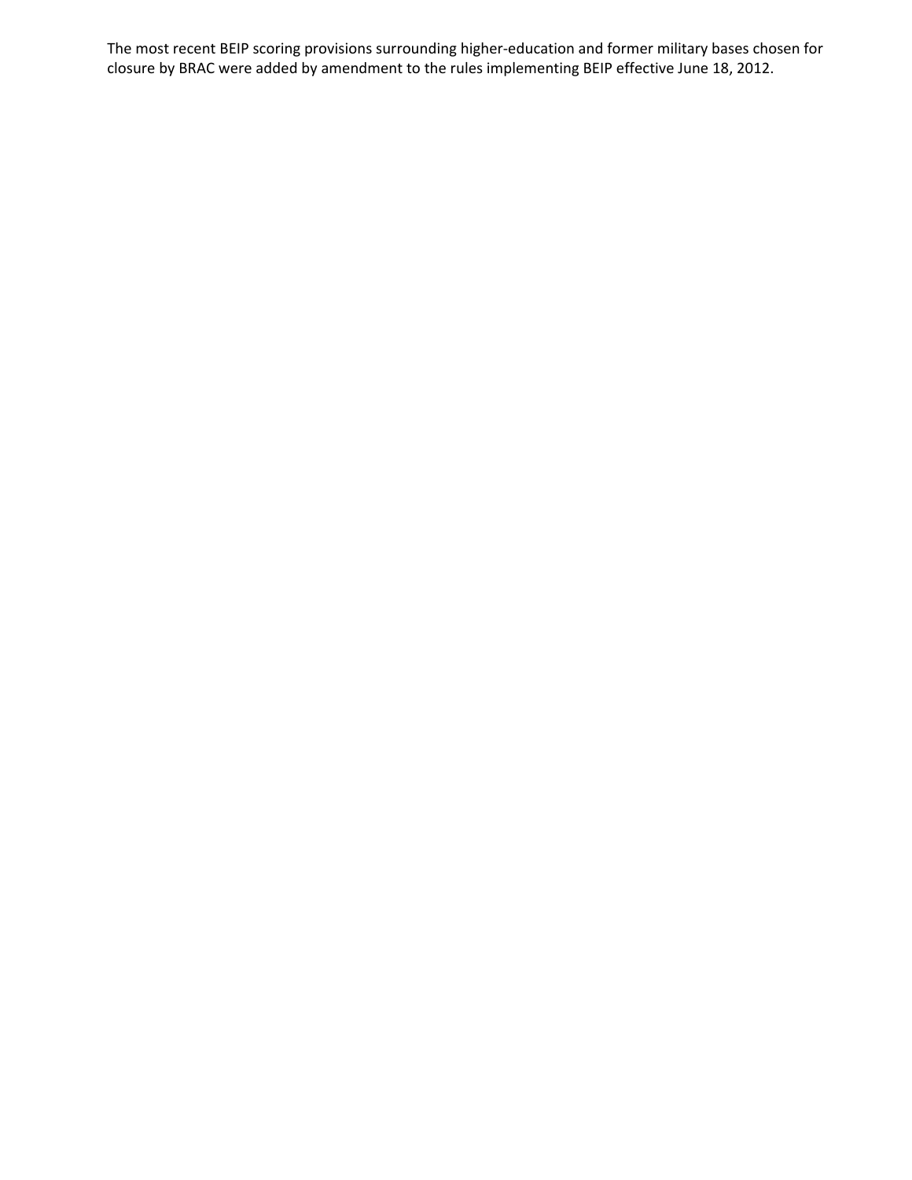The most recent BEIP scoring provisions surrounding higher-education and former military bases chosen for closure by BRAC were added by amendment to the rules implementing BEIP effective June 18, 2012.